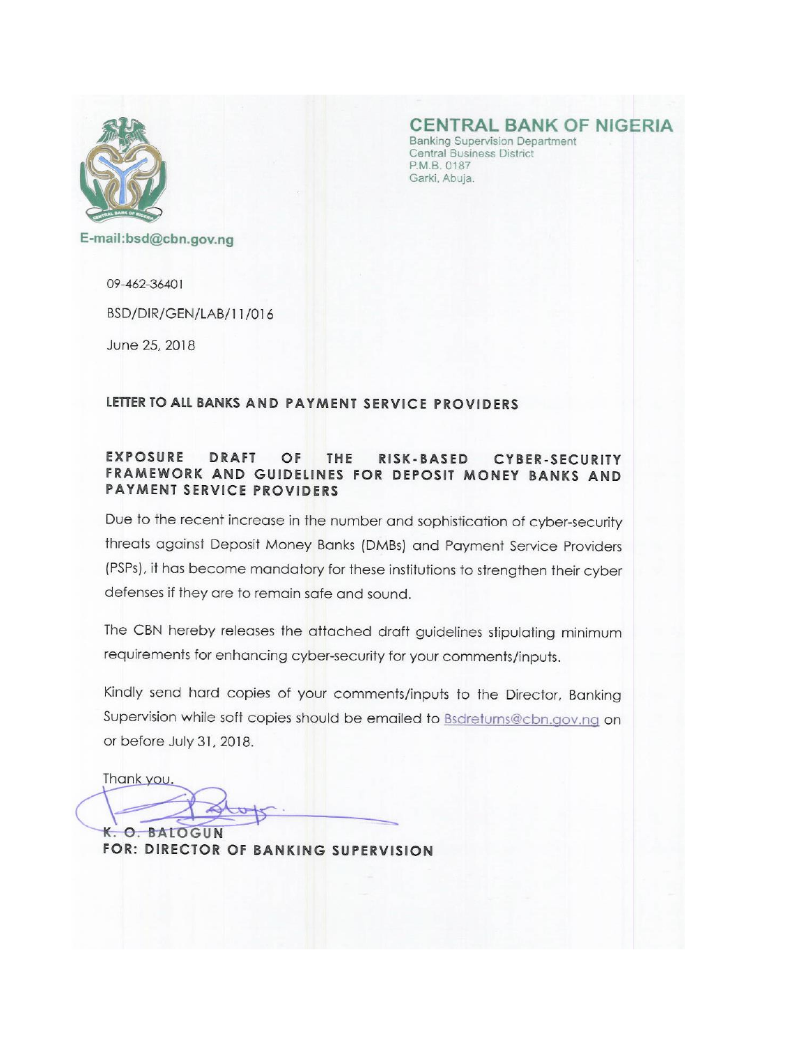**CENTRAL BANK OF NIGERIA**
Banking Supervision Department
Central Business District
P.M.B. 0187
Garki, Abuja.

E-mail:bsd@cbn.gov.ng

09-462-36401

BSD/DIR/GEN/LAB/11/016

June 25, 2018

**LETTER TO ALL BANKS AND PAYMENT SERVICE PROVIDERS**

**EXPOSURE DRAFT OF THE RISK-BASED CYBER-SECURITY FRAMEWORK AND GUIDELINES FOR DEPOSIT MONEY BANKS AND PAYMENT SERVICE PROVIDERS**

Due to the recent increase in the number and sophistication of cyber-security threats against Deposit Money Banks (DMBs) and Payment Service Providers (PSPs), it has become mandatory for these institutions to strengthen their cyber defenses if they are to remain safe and sound.

The CBN hereby releases the attached draft guidelines stipulating minimum requirements for enhancing cyber-security for your comments/inputs.

Kindly send hard copies of your comments/inputs to the Director, Banking Supervision while soft copies should be emailed to Bsdreturns@cbn.gov.ng on or before July 31, 2018.

Thank you.

**K. O. BALOGUN**
**FOR: DIRECTOR OF BANKING SUPERVISION**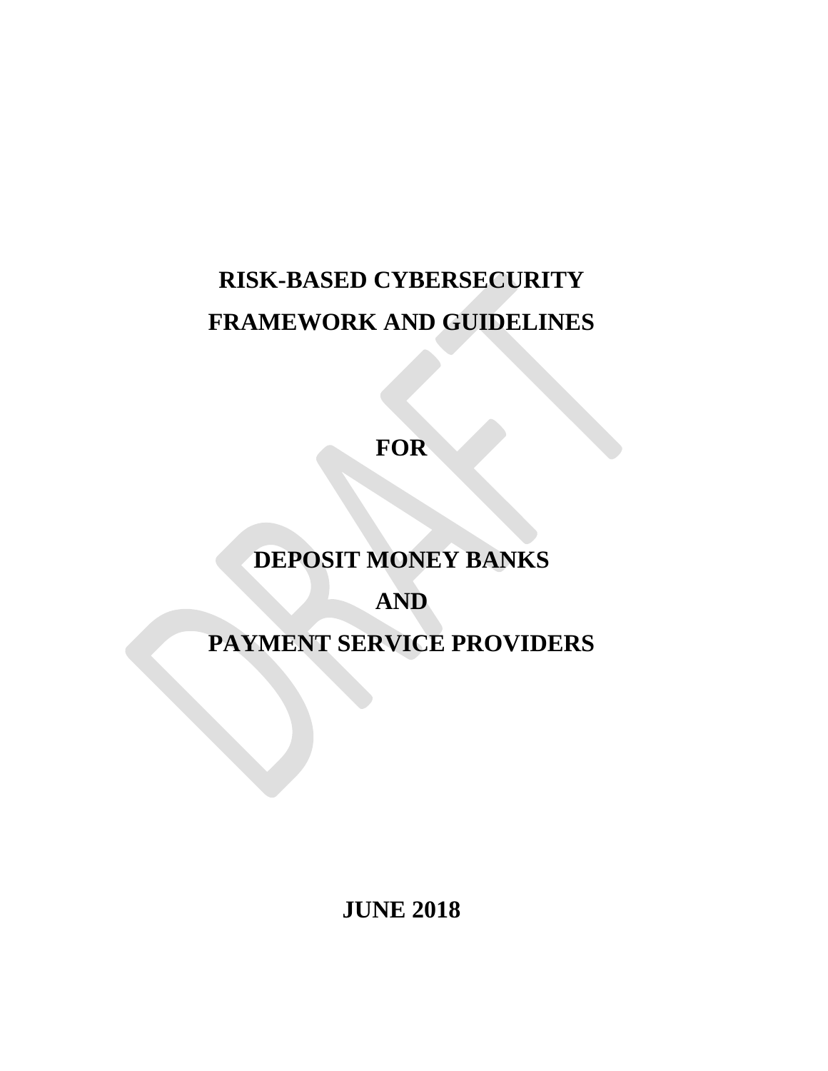# RISK-BASED CYBERSECURITY FRAMEWORK AND GUIDELINES

## FOR

## DEPOSIT MONEY BANKS

## AND

## PAYMENT SERVICE PROVIDERS

**JUNE 2018**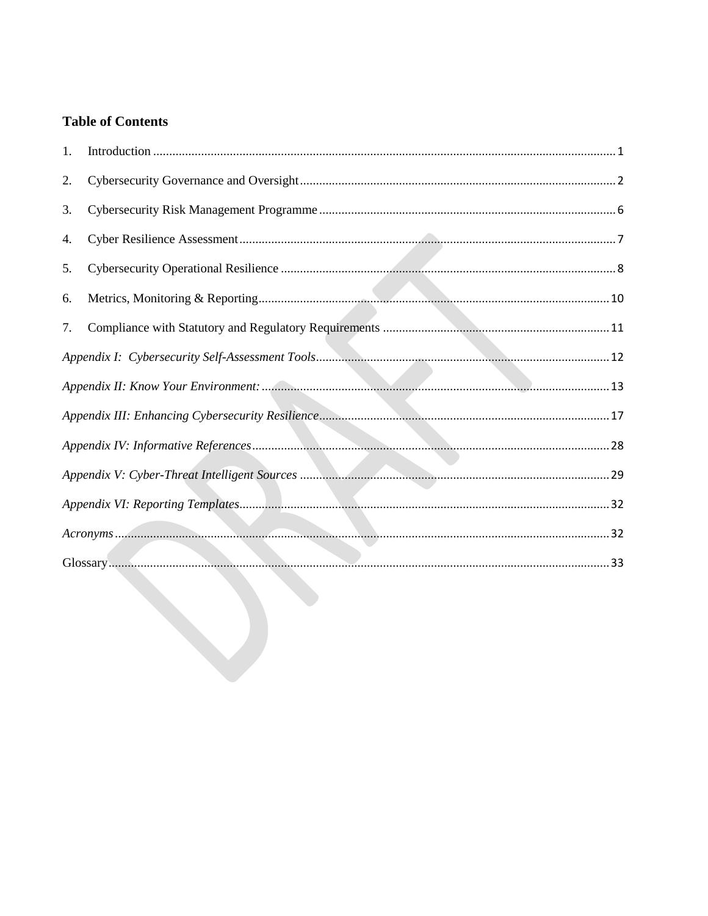## Table of Contents

1. Introduction ........................................................ 1
2. Cybersecurity Governance and Oversight ........................................................ 2
3. Cybersecurity Risk Management Programme ........................................................ 6
4. Cyber Resilience Assessment ........................................................ 7
5. Cybersecurity Operational Resilience ........................................................ 8
6. Metrics, Monitoring & Reporting ........................................................ 10
7. Compliance with Statutory and Regulatory Requirements ........................................................ 11

*Appendix I: Cybersecurity Self-Assessment Tools* ........................................................ 12

*Appendix II: Know Your Environment:* ........................................................ 13

*Appendix III: Enhancing Cybersecurity Resilience* ........................................................ 17

*Appendix IV: Informative References* ........................................................ 28

*Appendix V: Cyber-Threat Intelligent Sources* ........................................................ 29

*Appendix VI: Reporting Templates* ........................................................ 32

*Acronyms* ........................................................ 32

Glossary ........................................................ 33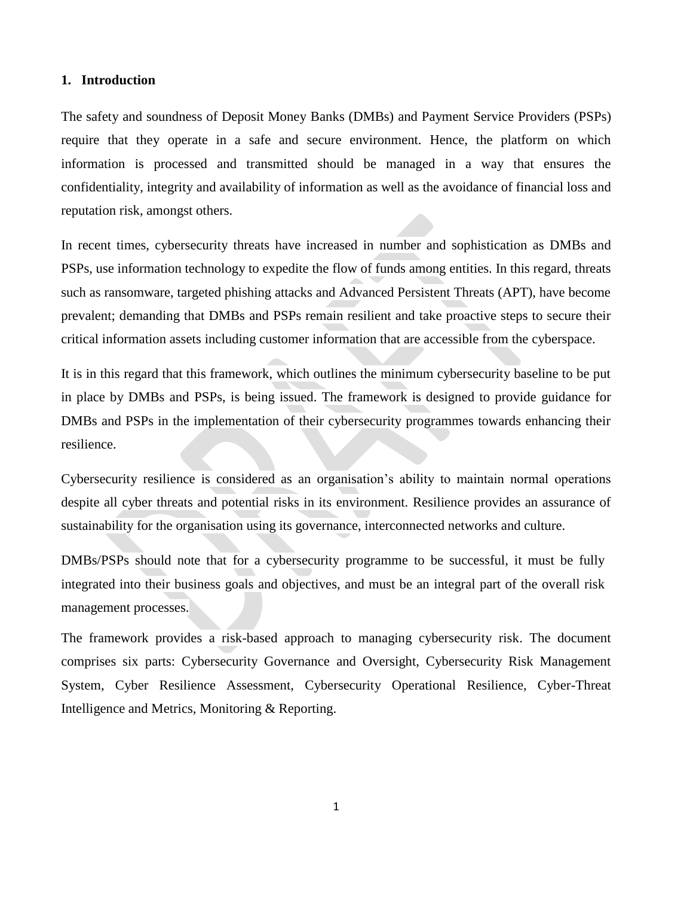# 1. Introduction

The safety and soundness of Deposit Money Banks (DMBs) and Payment Service Providers (PSPs) require that they operate in a safe and secure environment. Hence, the platform on which information is processed and transmitted should be managed in a way that ensures the confidentiality, integrity and availability of information as well as the avoidance of financial loss and reputation risk, amongst others.

In recent times, cybersecurity threats have increased in number and sophistication as DMBs and PSPs, use information technology to expedite the flow of funds among entities. In this regard, threats such as ransomware, targeted phishing attacks and Advanced Persistent Threats (APT), have become prevalent; demanding that DMBs and PSPs remain resilient and take proactive steps to secure their critical information assets including customer information that are accessible from the cyberspace.

It is in this regard that this framework, which outlines the minimum cybersecurity baseline to be put in place by DMBs and PSPs, is being issued. The framework is designed to provide guidance for DMBs and PSPs in the implementation of their cybersecurity programmes towards enhancing their resilience.

Cybersecurity resilience is considered as an organisation's ability to maintain normal operations despite all cyber threats and potential risks in its environment. Resilience provides an assurance of sustainability for the organisation using its governance, interconnected networks and culture.

DMBs/PSPs should note that for a cybersecurity programme to be successful, it must be fully integrated into their business goals and objectives, and must be an integral part of the overall risk management processes.

The framework provides a risk-based approach to managing cybersecurity risk. The document comprises six parts: Cybersecurity Governance and Oversight, Cybersecurity Risk Management System, Cyber Resilience Assessment, Cybersecurity Operational Resilience, Cyber-Threat Intelligence and Metrics, Monitoring & Reporting.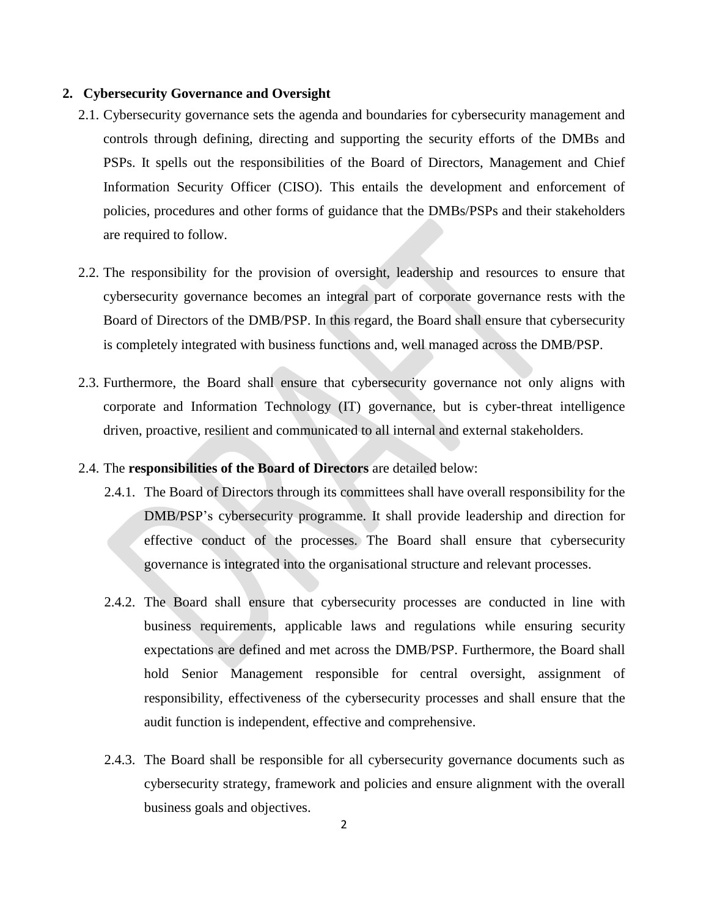## 2. Cybersecurity Governance and Oversight

2.1. Cybersecurity governance sets the agenda and boundaries for cybersecurity management and controls through defining, directing and supporting the security efforts of the DMBs and PSPs. It spells out the responsibilities of the Board of Directors, Management and Chief Information Security Officer (CISO). This entails the development and enforcement of policies, procedures and other forms of guidance that the DMBs/PSPs and their stakeholders are required to follow.

2.2. The responsibility for the provision of oversight, leadership and resources to ensure that cybersecurity governance becomes an integral part of corporate governance rests with the Board of Directors of the DMB/PSP. In this regard, the Board shall ensure that cybersecurity is completely integrated with business functions and, well managed across the DMB/PSP.

2.3. Furthermore, the Board shall ensure that cybersecurity governance not only aligns with corporate and Information Technology (IT) governance, but is cyber-threat intelligence driven, proactive, resilient and communicated to all internal and external stakeholders.

2.4. The **responsibilities of the Board of Directors** are detailed below:

2.4.1. The Board of Directors through its committees shall have overall responsibility for the DMB/PSP's cybersecurity programme. It shall provide leadership and direction for effective conduct of the processes. The Board shall ensure that cybersecurity governance is integrated into the organisational structure and relevant processes.

2.4.2. The Board shall ensure that cybersecurity processes are conducted in line with business requirements, applicable laws and regulations while ensuring security expectations are defined and met across the DMB/PSP. Furthermore, the Board shall hold Senior Management responsible for central oversight, assignment of responsibility, effectiveness of the cybersecurity processes and shall ensure that the audit function is independent, effective and comprehensive.

2.4.3. The Board shall be responsible for all cybersecurity governance documents such as cybersecurity strategy, framework and policies and ensure alignment with the overall business goals and objectives.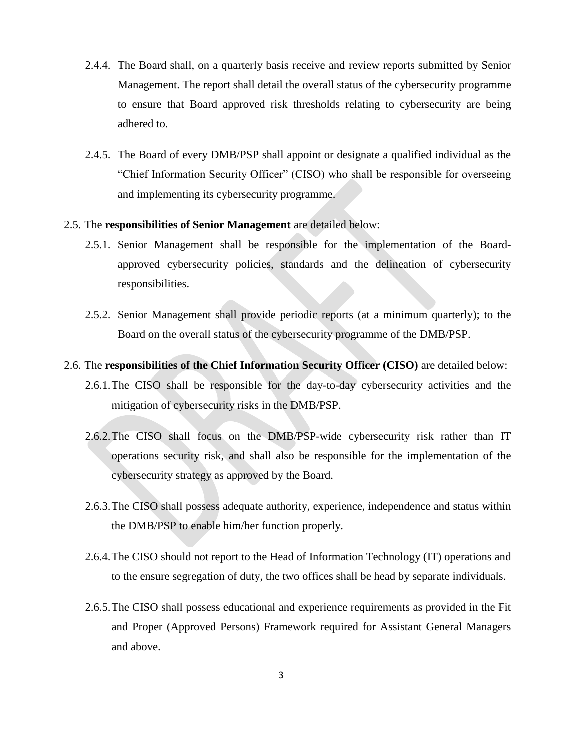2.4.4. The Board shall, on a quarterly basis receive and review reports submitted by Senior Management. The report shall detail the overall status of the cybersecurity programme to ensure that Board approved risk thresholds relating to cybersecurity are being adhered to.

2.4.5. The Board of every DMB/PSP shall appoint or designate a qualified individual as the "Chief Information Security Officer" (CISO) who shall be responsible for overseeing and implementing its cybersecurity programme.

2.5. The **responsibilities of Senior Management** are detailed below:

2.5.1. Senior Management shall be responsible for the implementation of the Board-approved cybersecurity policies, standards and the delineation of cybersecurity responsibilities.

2.5.2. Senior Management shall provide periodic reports (at a minimum quarterly); to the Board on the overall status of the cybersecurity programme of the DMB/PSP.

2.6. The **responsibilities of the Chief Information Security Officer (CISO)** are detailed below:

2.6.1. The CISO shall be responsible for the day-to-day cybersecurity activities and the mitigation of cybersecurity risks in the DMB/PSP.

2.6.2. The CISO shall focus on the DMB/PSP-wide cybersecurity risk rather than IT operations security risk, and shall also be responsible for the implementation of the cybersecurity strategy as approved by the Board.

2.6.3. The CISO shall possess adequate authority, experience, independence and status within the DMB/PSP to enable him/her function properly.

2.6.4. The CISO should not report to the Head of Information Technology (IT) operations and to the ensure segregation of duty, the two offices shall be head by separate individuals.

2.6.5. The CISO shall possess educational and experience requirements as provided in the Fit and Proper (Approved Persons) Framework required for Assistant General Managers and above.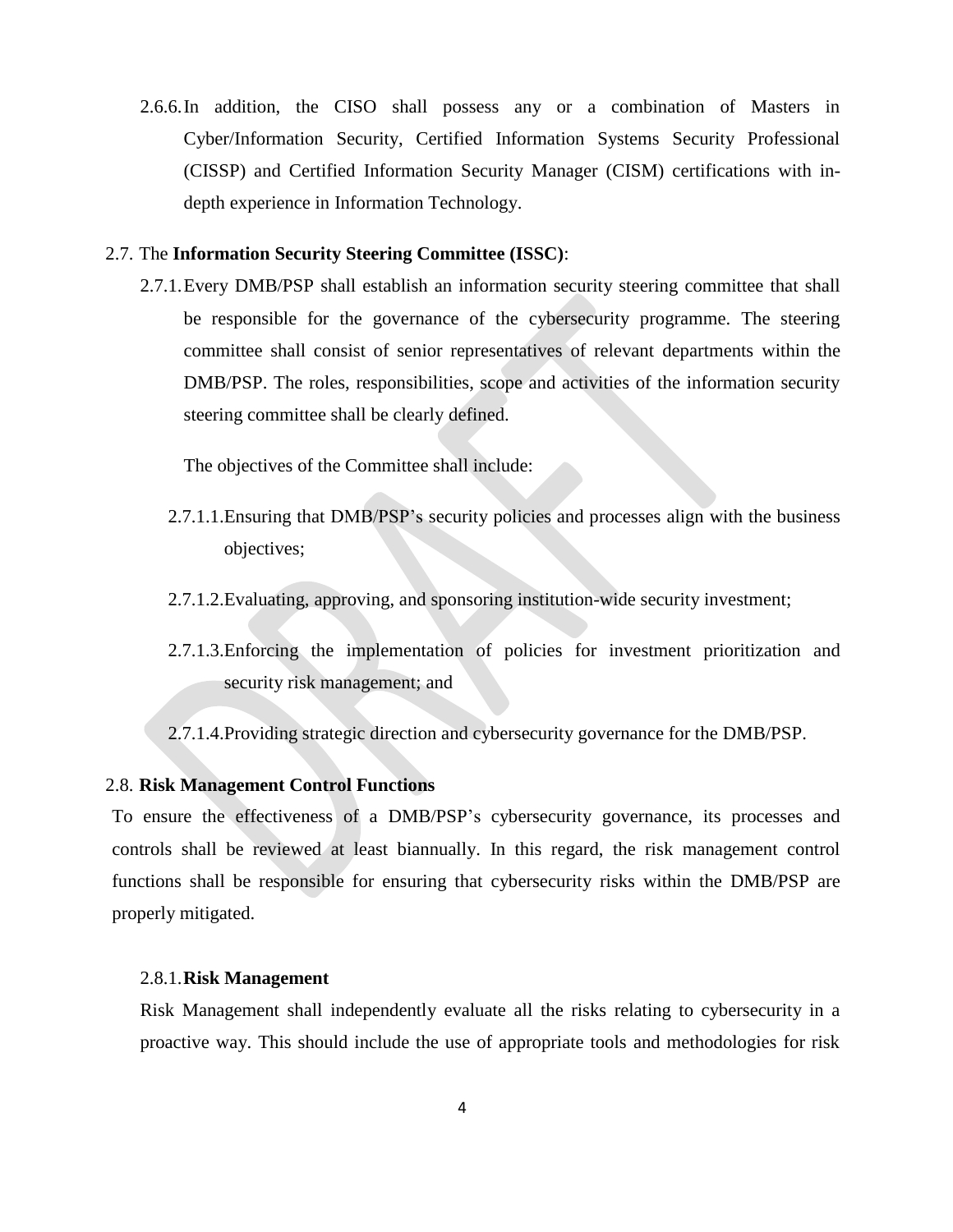2.6.6. In addition, the CISO shall possess any or a combination of Masters in Cyber/Information Security, Certified Information Systems Security Professional (CISSP) and Certified Information Security Manager (CISM) certifications with in-depth experience in Information Technology.

2.7. The **Information Security Steering Committee (ISSC)**:

2.7.1. Every DMB/PSP shall establish an information security steering committee that shall be responsible for the governance of the cybersecurity programme. The steering committee shall consist of senior representatives of relevant departments within the DMB/PSP. The roles, responsibilities, scope and activities of the information security steering committee shall be clearly defined.

The objectives of the Committee shall include:

2.7.1.1. Ensuring that DMB/PSP's security policies and processes align with the business objectives;

2.7.1.2. Evaluating, approving, and sponsoring institution-wide security investment;

2.7.1.3. Enforcing the implementation of policies for investment prioritization and security risk management; and

2.7.1.4. Providing strategic direction and cybersecurity governance for the DMB/PSP.

2.8. **Risk Management Control Functions**

To ensure the effectiveness of a DMB/PSP's cybersecurity governance, its processes and controls shall be reviewed at least biannually. In this regard, the risk management control functions shall be responsible for ensuring that cybersecurity risks within the DMB/PSP are properly mitigated.

2.8.1. **Risk Management**

Risk Management shall independently evaluate all the risks relating to cybersecurity in a proactive way. This should include the use of appropriate tools and methodologies for risk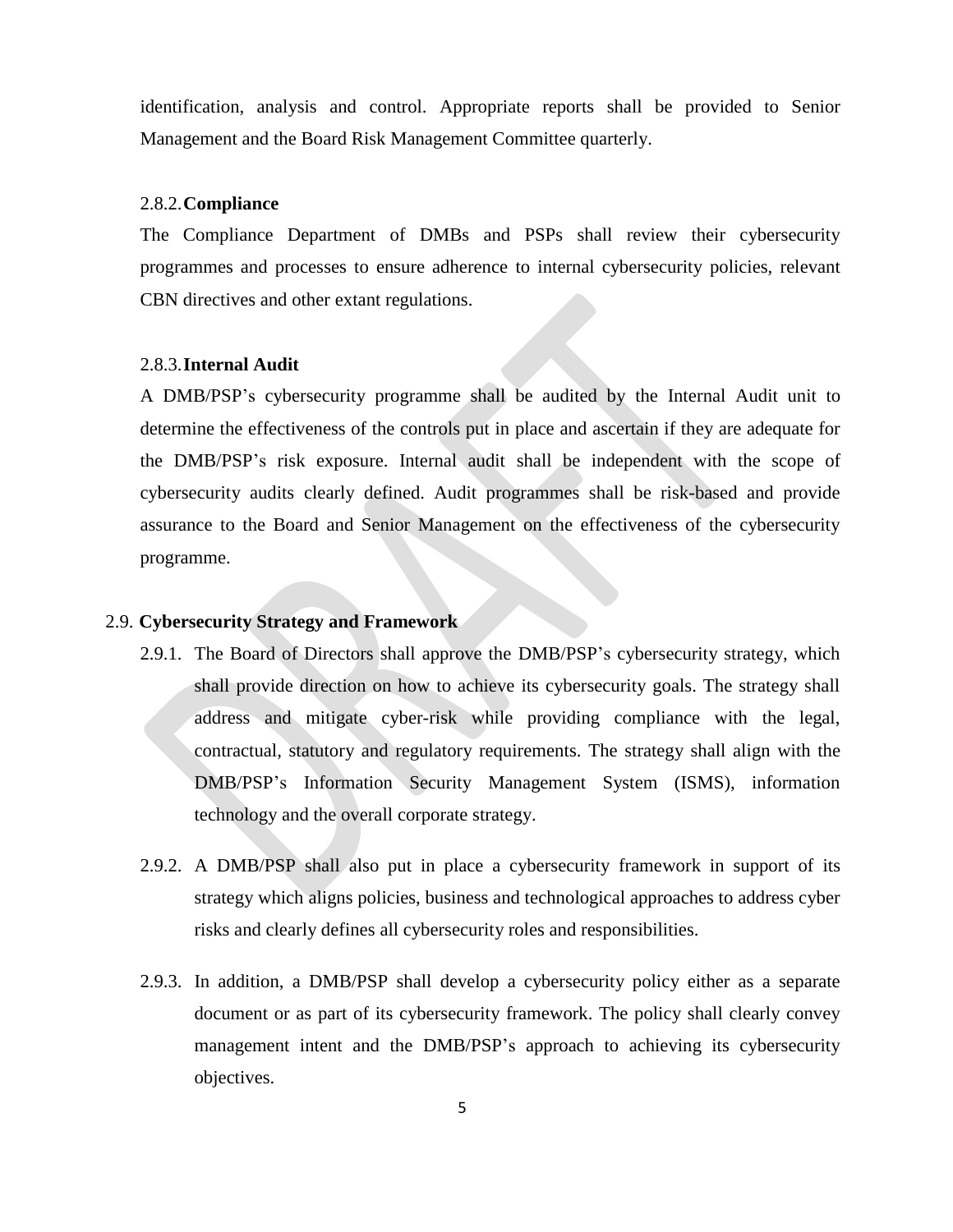identification, analysis and control. Appropriate reports shall be provided to Senior Management and the Board Risk Management Committee quarterly.

#### 2.8.2. Compliance

The Compliance Department of DMBs and PSPs shall review their cybersecurity programmes and processes to ensure adherence to internal cybersecurity policies, relevant CBN directives and other extant regulations.

#### 2.8.3. Internal Audit

A DMB/PSP's cybersecurity programme shall be audited by the Internal Audit unit to determine the effectiveness of the controls put in place and ascertain if they are adequate for the DMB/PSP's risk exposure. Internal audit shall be independent with the scope of cybersecurity audits clearly defined. Audit programmes shall be risk-based and provide assurance to the Board and Senior Management on the effectiveness of the cybersecurity programme.

### 2.9. Cybersecurity Strategy and Framework

2.9.1. The Board of Directors shall approve the DMB/PSP's cybersecurity strategy, which shall provide direction on how to achieve its cybersecurity goals. The strategy shall address and mitigate cyber-risk while providing compliance with the legal, contractual, statutory and regulatory requirements. The strategy shall align with the DMB/PSP's Information Security Management System (ISMS), information technology and the overall corporate strategy.

2.9.2. A DMB/PSP shall also put in place a cybersecurity framework in support of its strategy which aligns policies, business and technological approaches to address cyber risks and clearly defines all cybersecurity roles and responsibilities.

2.9.3. In addition, a DMB/PSP shall develop a cybersecurity policy either as a separate document or as part of its cybersecurity framework. The policy shall clearly convey management intent and the DMB/PSP's approach to achieving its cybersecurity objectives.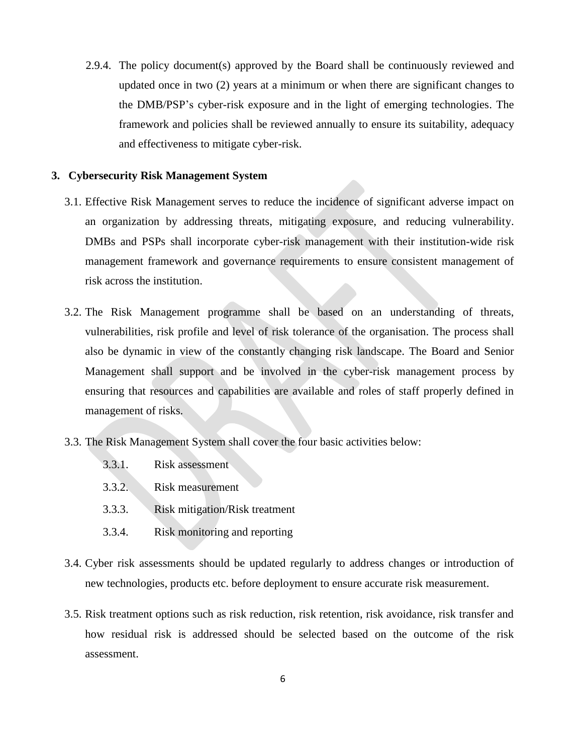2.9.4. The policy document(s) approved by the Board shall be continuously reviewed and updated once in two (2) years at a minimum or when there are significant changes to the DMB/PSP's cyber-risk exposure and in the light of emerging technologies. The framework and policies shall be reviewed annually to ensure its suitability, adequacy and effectiveness to mitigate cyber-risk.

## 3. Cybersecurity Risk Management System

3.1. Effective Risk Management serves to reduce the incidence of significant adverse impact on an organization by addressing threats, mitigating exposure, and reducing vulnerability. DMBs and PSPs shall incorporate cyber-risk management with their institution-wide risk management framework and governance requirements to ensure consistent management of risk across the institution.

3.2. The Risk Management programme shall be based on an understanding of threats, vulnerabilities, risk profile and level of risk tolerance of the organisation. The process shall also be dynamic in view of the constantly changing risk landscape. The Board and Senior Management shall support and be involved in the cyber-risk management process by ensuring that resources and capabilities are available and roles of staff properly defined in management of risks.

3.3. The Risk Management System shall cover the four basic activities below:

3.3.1. Risk assessment

3.3.2. Risk measurement

3.3.3. Risk mitigation/Risk treatment

3.3.4. Risk monitoring and reporting

3.4. Cyber risk assessments should be updated regularly to address changes or introduction of new technologies, products etc. before deployment to ensure accurate risk measurement.

3.5. Risk treatment options such as risk reduction, risk retention, risk avoidance, risk transfer and how residual risk is addressed should be selected based on the outcome of the risk assessment.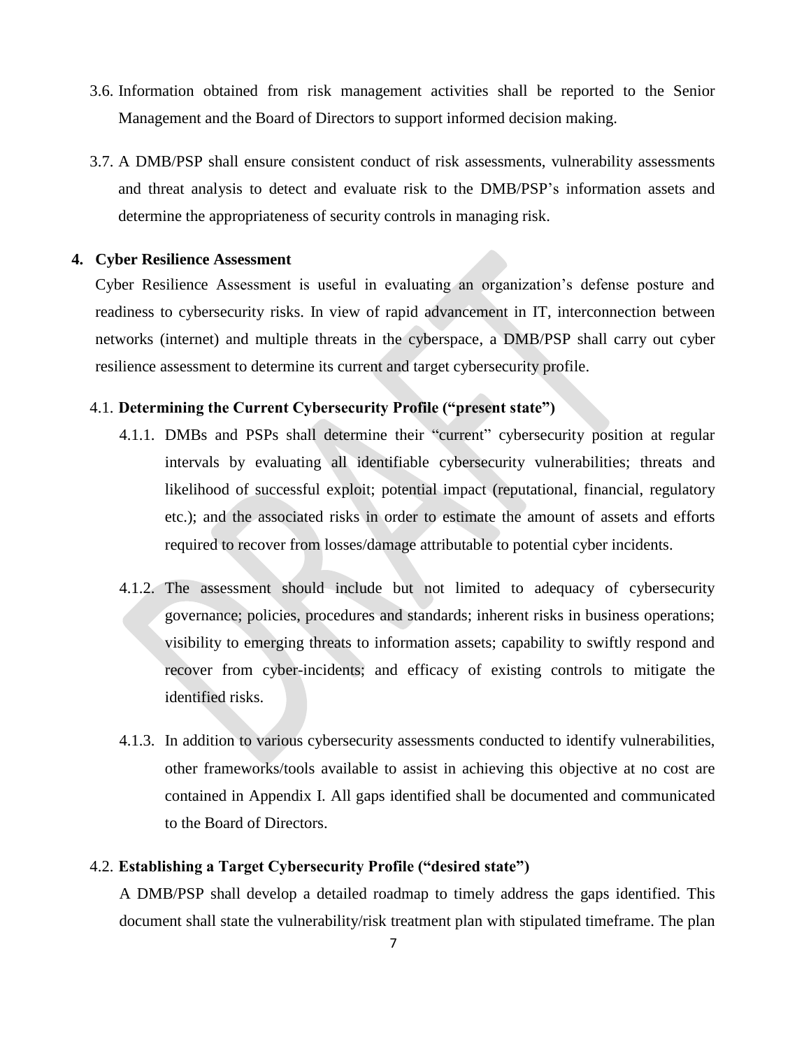3.6. Information obtained from risk management activities shall be reported to the Senior Management and the Board of Directors to support informed decision making.

3.7. A DMB/PSP shall ensure consistent conduct of risk assessments, vulnerability assessments and threat analysis to detect and evaluate risk to the DMB/PSP's information assets and determine the appropriateness of security controls in managing risk.

## 4. Cyber Resilience Assessment

Cyber Resilience Assessment is useful in evaluating an organization's defense posture and readiness to cybersecurity risks. In view of rapid advancement in IT, interconnection between networks (internet) and multiple threats in the cyberspace, a DMB/PSP shall carry out cyber resilience assessment to determine its current and target cybersecurity profile.

### 4.1. Determining the Current Cybersecurity Profile ("present state")

4.1.1. DMBs and PSPs shall determine their "current" cybersecurity position at regular intervals by evaluating all identifiable cybersecurity vulnerabilities; threats and likelihood of successful exploit; potential impact (reputational, financial, regulatory etc.); and the associated risks in order to estimate the amount of assets and efforts required to recover from losses/damage attributable to potential cyber incidents.

4.1.2. The assessment should include but not limited to adequacy of cybersecurity governance; policies, procedures and standards; inherent risks in business operations; visibility to emerging threats to information assets; capability to swiftly respond and recover from cyber-incidents; and efficacy of existing controls to mitigate the identified risks.

4.1.3. In addition to various cybersecurity assessments conducted to identify vulnerabilities, other frameworks/tools available to assist in achieving this objective at no cost are contained in Appendix I. All gaps identified shall be documented and communicated to the Board of Directors.

### 4.2. Establishing a Target Cybersecurity Profile ("desired state")

A DMB/PSP shall develop a detailed roadmap to timely address the gaps identified. This document shall state the vulnerability/risk treatment plan with stipulated timeframe. The plan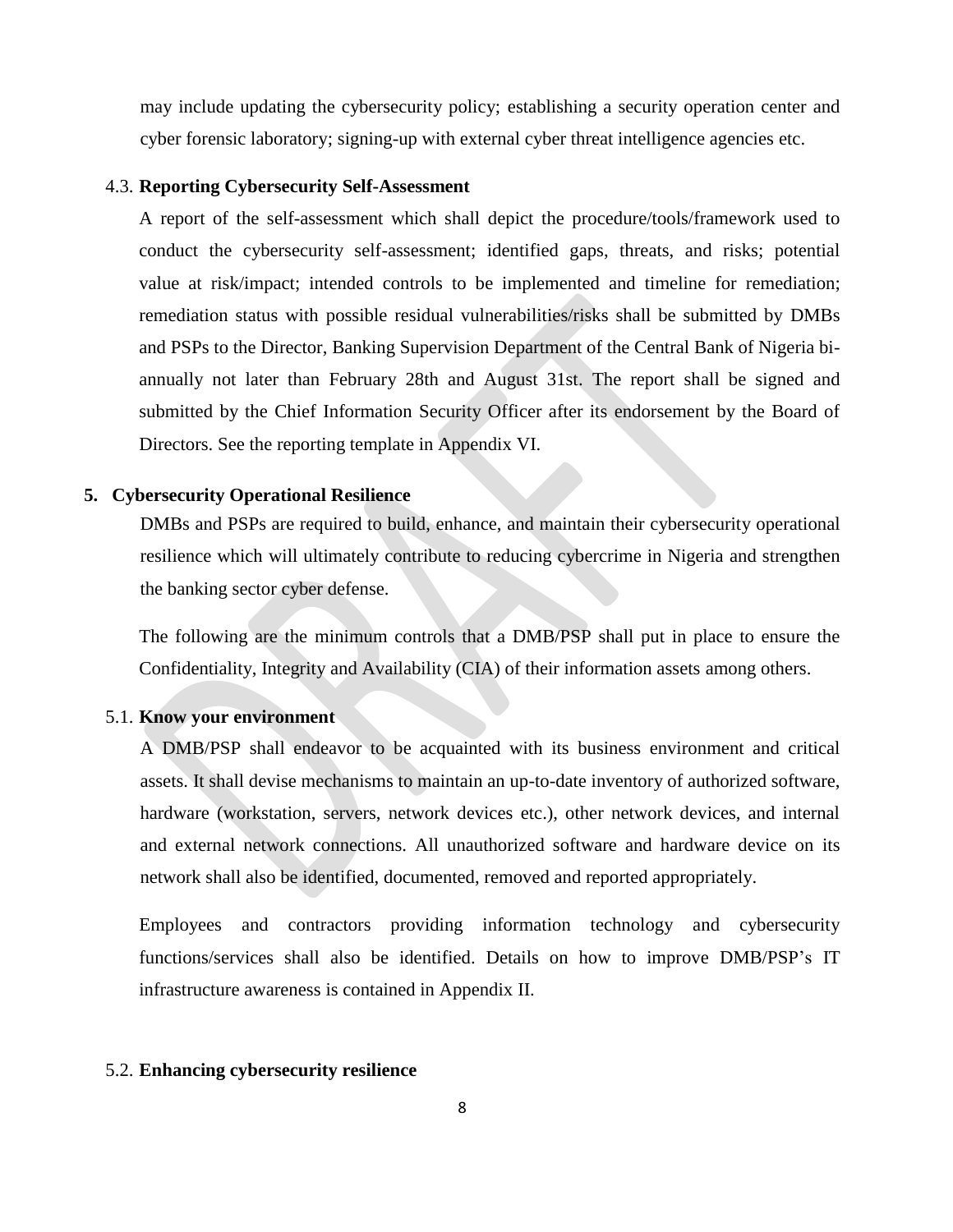may include updating the cybersecurity policy; establishing a security operation center and cyber forensic laboratory; signing-up with external cyber threat intelligence agencies etc.

### 4.3. Reporting Cybersecurity Self-Assessment

A report of the self-assessment which shall depict the procedure/tools/framework used to conduct the cybersecurity self-assessment; identified gaps, threats, and risks; potential value at risk/impact; intended controls to be implemented and timeline for remediation; remediation status with possible residual vulnerabilities/risks shall be submitted by DMBs and PSPs to the Director, Banking Supervision Department of the Central Bank of Nigeria bi-annually not later than February 28th and August 31st. The report shall be signed and submitted by the Chief Information Security Officer after its endorsement by the Board of Directors. See the reporting template in Appendix VI.

## 5. Cybersecurity Operational Resilience

DMBs and PSPs are required to build, enhance, and maintain their cybersecurity operational resilience which will ultimately contribute to reducing cybercrime in Nigeria and strengthen the banking sector cyber defense.

The following are the minimum controls that a DMB/PSP shall put in place to ensure the Confidentiality, Integrity and Availability (CIA) of their information assets among others.

### 5.1. Know your environment

A DMB/PSP shall endeavor to be acquainted with its business environment and critical assets. It shall devise mechanisms to maintain an up-to-date inventory of authorized software, hardware (workstation, servers, network devices etc.), other network devices, and internal and external network connections. All unauthorized software and hardware device on its network shall also be identified, documented, removed and reported appropriately.

Employees and contractors providing information technology and cybersecurity functions/services shall also be identified. Details on how to improve DMB/PSP's IT infrastructure awareness is contained in Appendix II.

### 5.2. Enhancing cybersecurity resilience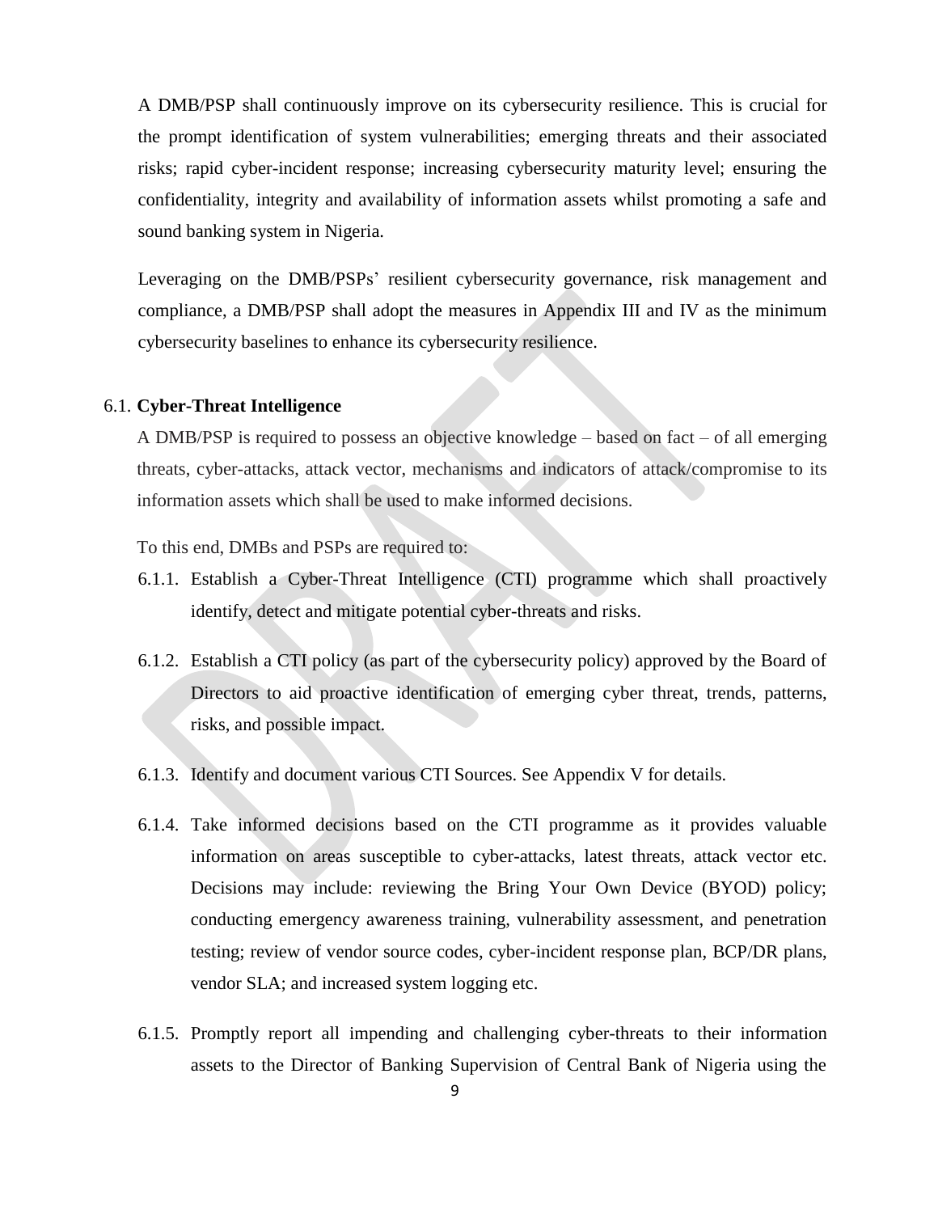A DMB/PSP shall continuously improve on its cybersecurity resilience. This is crucial for the prompt identification of system vulnerabilities; emerging threats and their associated risks; rapid cyber-incident response; increasing cybersecurity maturity level; ensuring the confidentiality, integrity and availability of information assets whilst promoting a safe and sound banking system in Nigeria.

Leveraging on the DMB/PSPs' resilient cybersecurity governance, risk management and compliance, a DMB/PSP shall adopt the measures in Appendix III and IV as the minimum cybersecurity baselines to enhance its cybersecurity resilience.

### 6.1. **Cyber-Threat Intelligence**

A DMB/PSP is required to possess an objective knowledge – based on fact – of all emerging threats, cyber-attacks, attack vector, mechanisms and indicators of attack/compromise to its information assets which shall be used to make informed decisions.

To this end, DMBs and PSPs are required to:

6.1.1. Establish a Cyber-Threat Intelligence (CTI) programme which shall proactively identify, detect and mitigate potential cyber-threats and risks.

6.1.2. Establish a CTI policy (as part of the cybersecurity policy) approved by the Board of Directors to aid proactive identification of emerging cyber threat, trends, patterns, risks, and possible impact.

6.1.3. Identify and document various CTI Sources. See Appendix V for details.

6.1.4. Take informed decisions based on the CTI programme as it provides valuable information on areas susceptible to cyber-attacks, latest threats, attack vector etc. Decisions may include: reviewing the Bring Your Own Device (BYOD) policy; conducting emergency awareness training, vulnerability assessment, and penetration testing; review of vendor source codes, cyber-incident response plan, BCP/DR plans, vendor SLA; and increased system logging etc.

6.1.5. Promptly report all impending and challenging cyber-threats to their information assets to the Director of Banking Supervision of Central Bank of Nigeria using the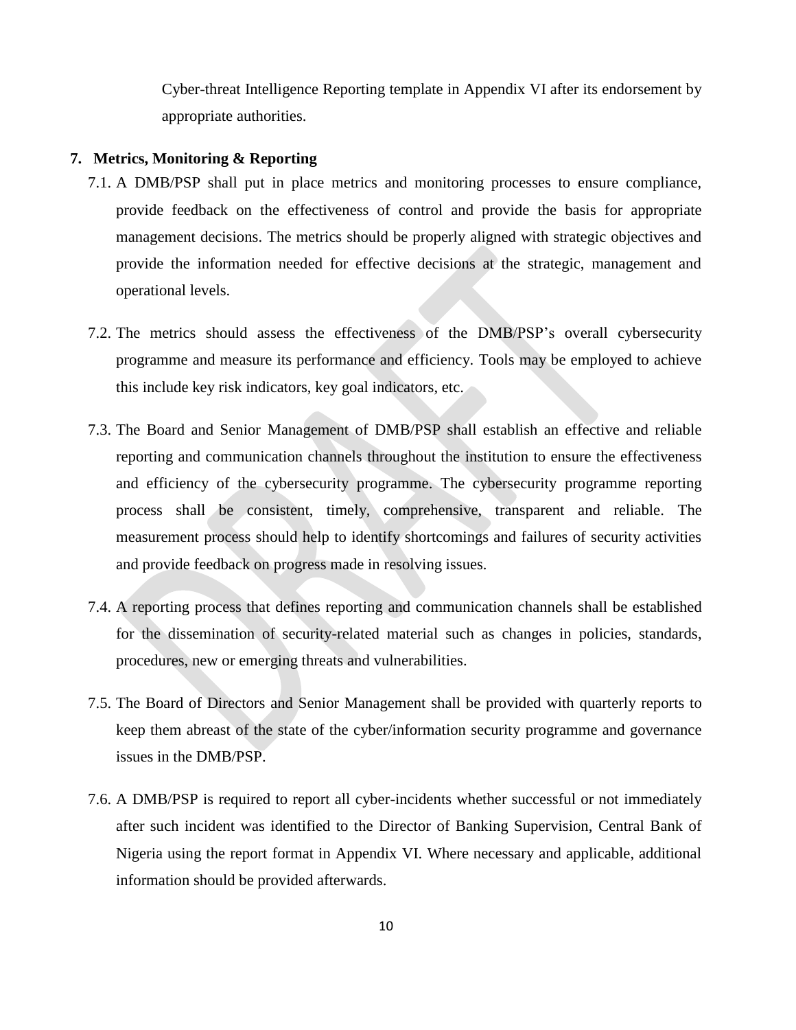Cyber-threat Intelligence Reporting template in Appendix VI after its endorsement by appropriate authorities.

## 7. Metrics, Monitoring & Reporting

7.1. A DMB/PSP shall put in place metrics and monitoring processes to ensure compliance, provide feedback on the effectiveness of control and provide the basis for appropriate management decisions. The metrics should be properly aligned with strategic objectives and provide the information needed for effective decisions at the strategic, management and operational levels.

7.2. The metrics should assess the effectiveness of the DMB/PSP's overall cybersecurity programme and measure its performance and efficiency. Tools may be employed to achieve this include key risk indicators, key goal indicators, etc.

7.3. The Board and Senior Management of DMB/PSP shall establish an effective and reliable reporting and communication channels throughout the institution to ensure the effectiveness and efficiency of the cybersecurity programme. The cybersecurity programme reporting process shall be consistent, timely, comprehensive, transparent and reliable. The measurement process should help to identify shortcomings and failures of security activities and provide feedback on progress made in resolving issues.

7.4. A reporting process that defines reporting and communication channels shall be established for the dissemination of security-related material such as changes in policies, standards, procedures, new or emerging threats and vulnerabilities.

7.5. The Board of Directors and Senior Management shall be provided with quarterly reports to keep them abreast of the state of the cyber/information security programme and governance issues in the DMB/PSP.

7.6. A DMB/PSP is required to report all cyber-incidents whether successful or not immediately after such incident was identified to the Director of Banking Supervision, Central Bank of Nigeria using the report format in Appendix VI. Where necessary and applicable, additional information should be provided afterwards.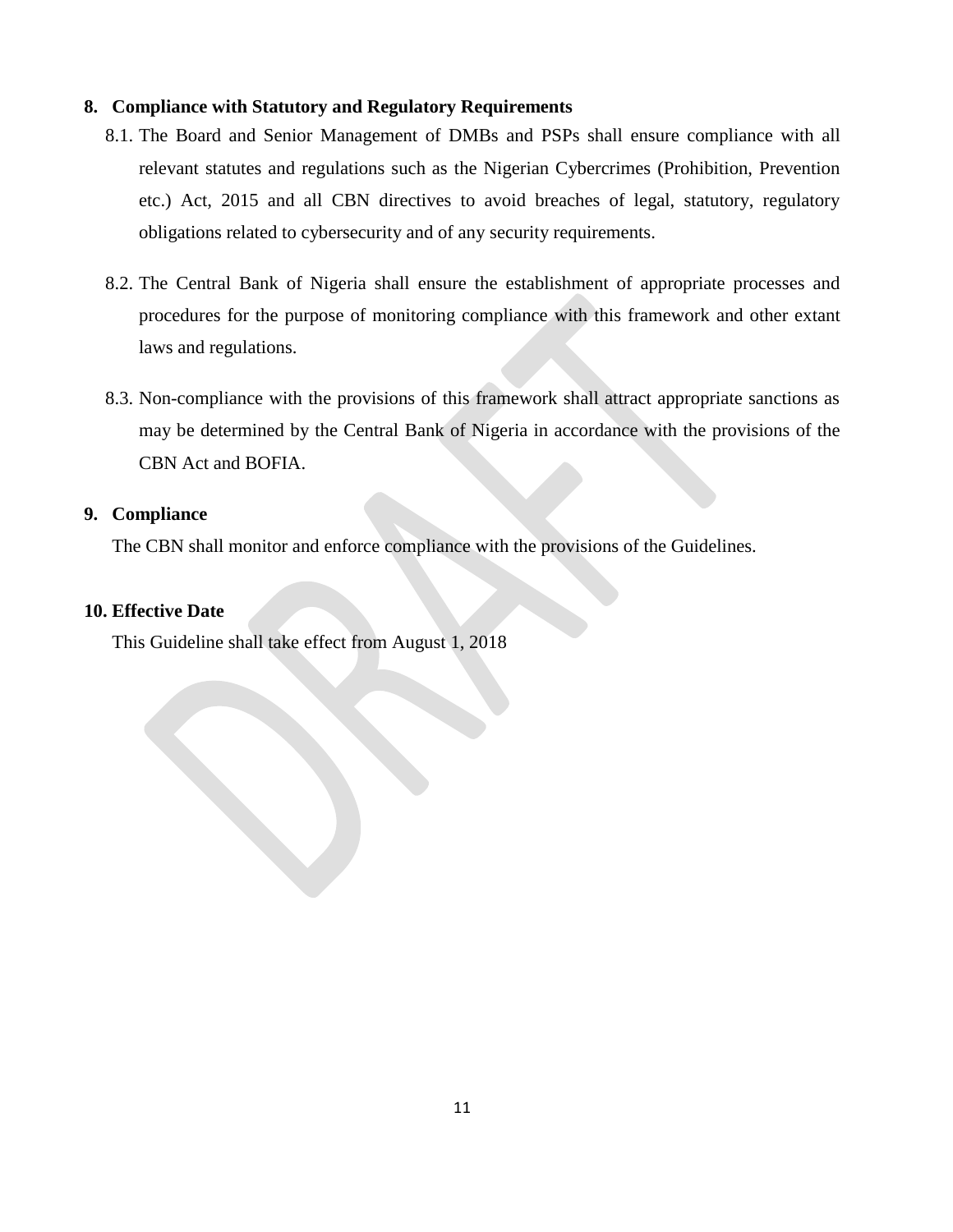## 8. Compliance with Statutory and Regulatory Requirements

8.1. The Board and Senior Management of DMBs and PSPs shall ensure compliance with all relevant statutes and regulations such as the Nigerian Cybercrimes (Prohibition, Prevention etc.) Act, 2015 and all CBN directives to avoid breaches of legal, statutory, regulatory obligations related to cybersecurity and of any security requirements.

8.2. The Central Bank of Nigeria shall ensure the establishment of appropriate processes and procedures for the purpose of monitoring compliance with this framework and other extant laws and regulations.

8.3. Non-compliance with the provisions of this framework shall attract appropriate sanctions as may be determined by the Central Bank of Nigeria in accordance with the provisions of the CBN Act and BOFIA.

## 9. Compliance

The CBN shall monitor and enforce compliance with the provisions of the Guidelines.

## 10. Effective Date

This Guideline shall take effect from August 1, 2018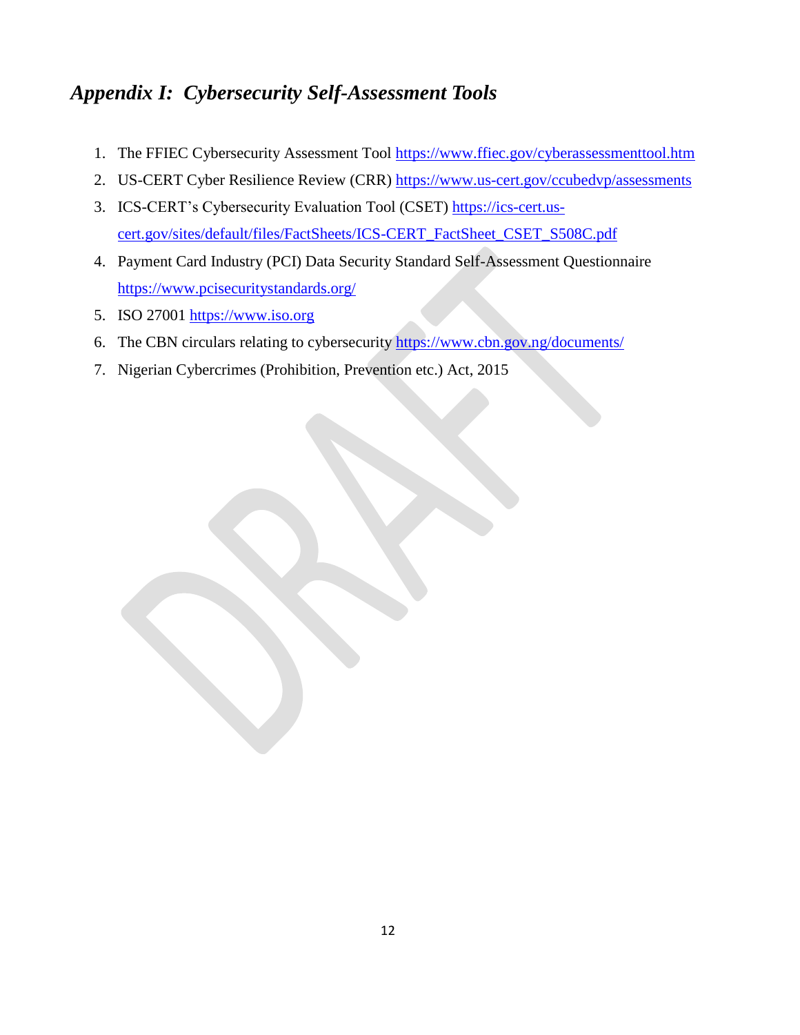## *Appendix I: Cybersecurity Self-Assessment Tools*

1. The FFIEC Cybersecurity Assessment Tool https://www.ffiec.gov/cyberassessmenttool.htm
2. US-CERT Cyber Resilience Review (CRR) https://www.us-cert.gov/ccubedvp/assessments
3. ICS-CERT's Cybersecurity Evaluation Tool (CSET) https://ics-cert.us-cert.gov/sites/default/files/FactSheets/ICS-CERT_FactSheet_CSET_S508C.pdf
4. Payment Card Industry (PCI) Data Security Standard Self-Assessment Questionnaire https://www.pcisecuritystandards.org/
5. ISO 27001 https://www.iso.org
6. The CBN circulars relating to cybersecurity https://www.cbn.gov.ng/documents/
7. Nigerian Cybercrimes (Prohibition, Prevention etc.) Act, 2015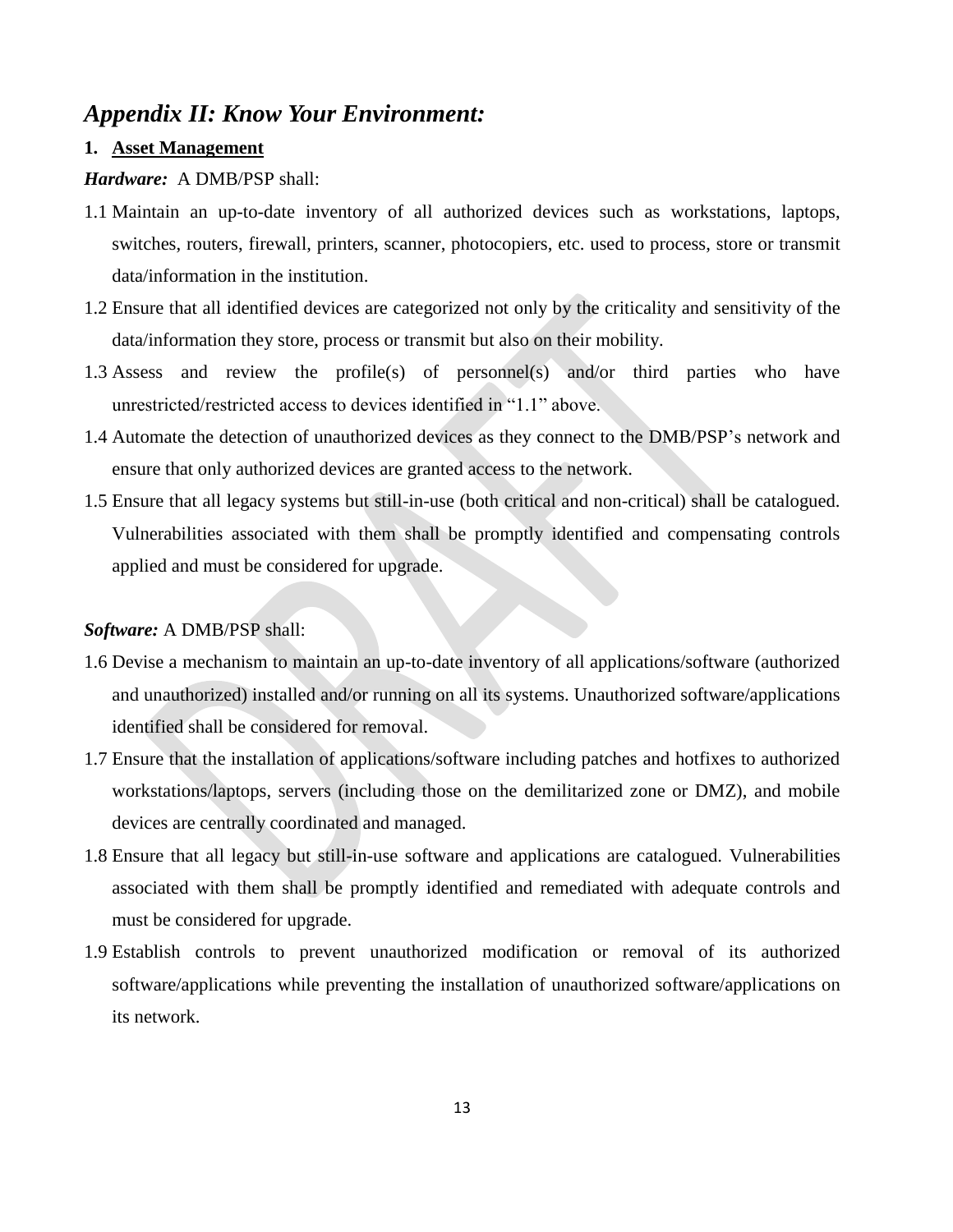## *Appendix II: Know Your Environment:*

1. **Asset Management**

***Hardware:*** A DMB/PSP shall:

1.1 Maintain an up-to-date inventory of all authorized devices such as workstations, laptops, switches, routers, firewall, printers, scanner, photocopiers, etc. used to process, store or transmit data/information in the institution.

1.2 Ensure that all identified devices are categorized not only by the criticality and sensitivity of the data/information they store, process or transmit but also on their mobility.

1.3 Assess and review the profile(s) of personnel(s) and/or third parties who have unrestricted/restricted access to devices identified in "1.1" above.

1.4 Automate the detection of unauthorized devices as they connect to the DMB/PSP's network and ensure that only authorized devices are granted access to the network.

1.5 Ensure that all legacy systems but still-in-use (both critical and non-critical) shall be catalogued. Vulnerabilities associated with them shall be promptly identified and compensating controls applied and must be considered for upgrade.

***Software:*** A DMB/PSP shall:

1.6 Devise a mechanism to maintain an up-to-date inventory of all applications/software (authorized and unauthorized) installed and/or running on all its systems. Unauthorized software/applications identified shall be considered for removal.

1.7 Ensure that the installation of applications/software including patches and hotfixes to authorized workstations/laptops, servers (including those on the demilitarized zone or DMZ), and mobile devices are centrally coordinated and managed.

1.8 Ensure that all legacy but still-in-use software and applications are catalogued. Vulnerabilities associated with them shall be promptly identified and remediated with adequate controls and must be considered for upgrade.

1.9 Establish controls to prevent unauthorized modification or removal of its authorized software/applications while preventing the installation of unauthorized software/applications on its network.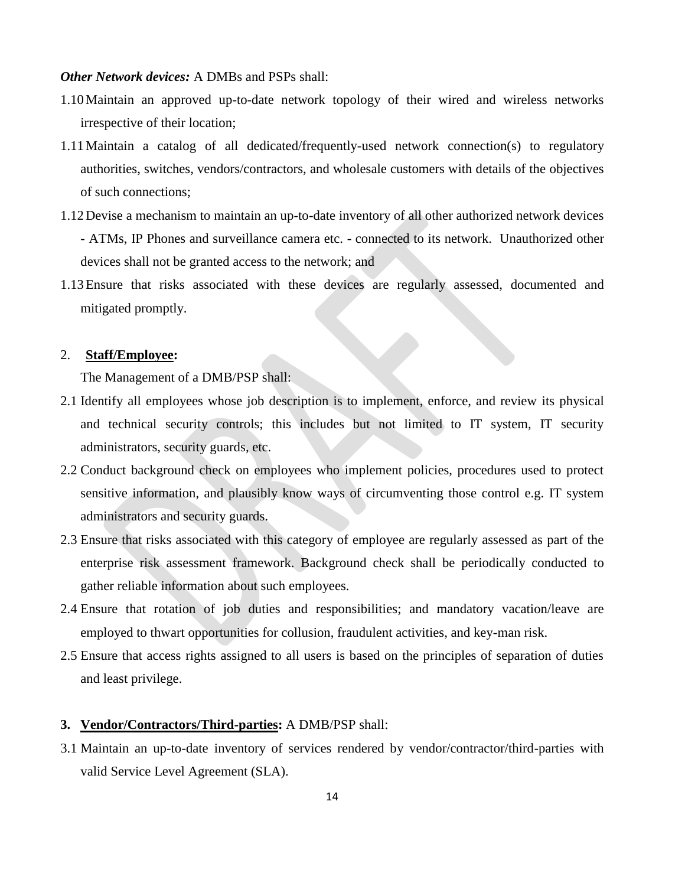***Other Network devices:*** A DMBs and PSPs shall:

1.10 Maintain an approved up-to-date network topology of their wired and wireless networks irrespective of their location;

1.11 Maintain a catalog of all dedicated/frequently-used network connection(s) to regulatory authorities, switches, vendors/contractors, and wholesale customers with details of the objectives of such connections;

1.12 Devise a mechanism to maintain an up-to-date inventory of all other authorized network devices - ATMs, IP Phones and surveillance camera etc. - connected to its network. Unauthorized other devices shall not be granted access to the network; and

1.13 Ensure that risks associated with these devices are regularly assessed, documented and mitigated promptly.

2. **<u>Staff/Employee</u>:**

The Management of a DMB/PSP shall:

2.1 Identify all employees whose job description is to implement, enforce, and review its physical and technical security controls; this includes but not limited to IT system, IT security administrators, security guards, etc.

2.2 Conduct background check on employees who implement policies, procedures used to protect sensitive information, and plausibly know ways of circumventing those control e.g. IT system administrators and security guards.

2.3 Ensure that risks associated with this category of employee are regularly assessed as part of the enterprise risk assessment framework. Background check shall be periodically conducted to gather reliable information about such employees.

2.4 Ensure that rotation of job duties and responsibilities; and mandatory vacation/leave are employed to thwart opportunities for collusion, fraudulent activities, and key-man risk.

2.5 Ensure that access rights assigned to all users is based on the principles of separation of duties and least privilege.

3. **<u>Vendor/Contractors/Third-parties</u>:** A DMB/PSP shall:

3.1 Maintain an up-to-date inventory of services rendered by vendor/contractor/third-parties with valid Service Level Agreement (SLA).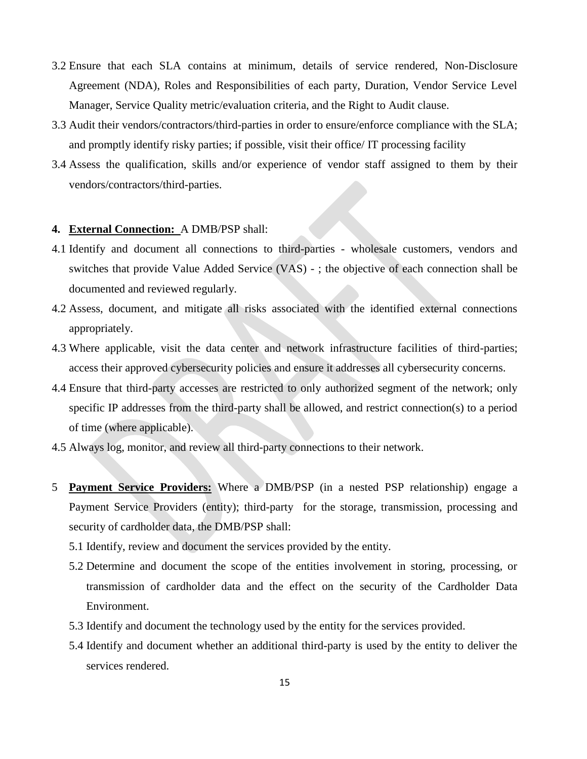3.2 Ensure that each SLA contains at minimum, details of service rendered, Non-Disclosure Agreement (NDA), Roles and Responsibilities of each party, Duration, Vendor Service Level Manager, Service Quality metric/evaluation criteria, and the Right to Audit clause.

3.3 Audit their vendors/contractors/third-parties in order to ensure/enforce compliance with the SLA; and promptly identify risky parties; if possible, visit their office/ IT processing facility

3.4 Assess the qualification, skills and/or experience of vendor staff assigned to them by their vendors/contractors/third-parties.

4. **External Connection:** A DMB/PSP shall:

4.1 Identify and document all connections to third-parties - wholesale customers, vendors and switches that provide Value Added Service (VAS) - ; the objective of each connection shall be documented and reviewed regularly.

4.2 Assess, document, and mitigate all risks associated with the identified external connections appropriately.

4.3 Where applicable, visit the data center and network infrastructure facilities of third-parties; access their approved cybersecurity policies and ensure it addresses all cybersecurity concerns.

4.4 Ensure that third-party accesses are restricted to only authorized segment of the network; only specific IP addresses from the third-party shall be allowed, and restrict connection(s) to a period of time (where applicable).

4.5 Always log, monitor, and review all third-party connections to their network.

5 **Payment Service Providers:** Where a DMB/PSP (in a nested PSP relationship) engage a Payment Service Providers (entity); third-party for the storage, transmission, processing and security of cardholder data, the DMB/PSP shall:

5.1 Identify, review and document the services provided by the entity.

5.2 Determine and document the scope of the entities involvement in storing, processing, or transmission of cardholder data and the effect on the security of the Cardholder Data Environment.

5.3 Identify and document the technology used by the entity for the services provided.

5.4 Identify and document whether an additional third-party is used by the entity to deliver the services rendered.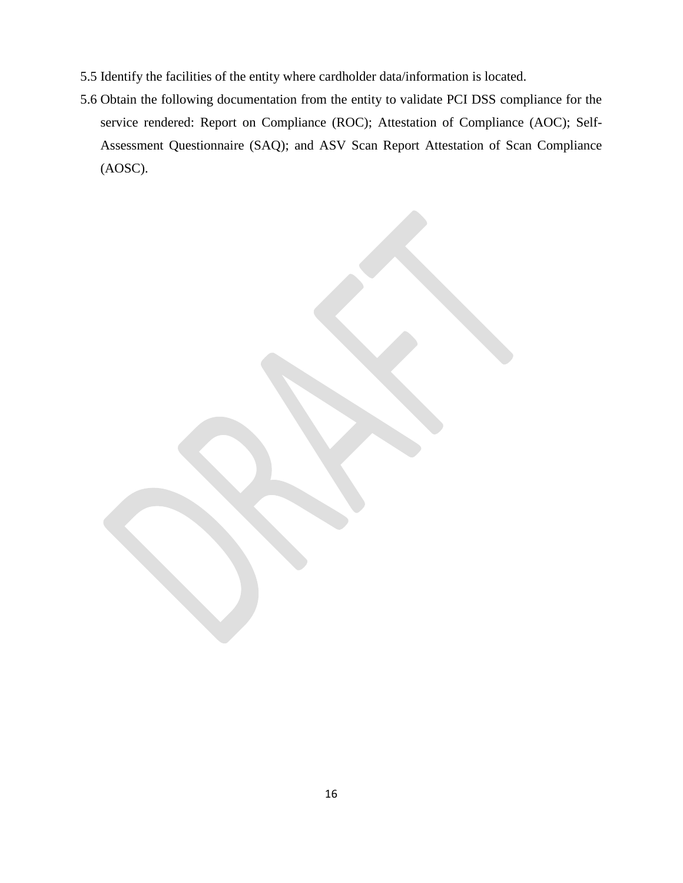5.5 Identify the facilities of the entity where cardholder data/information is located.

5.6 Obtain the following documentation from the entity to validate PCI DSS compliance for the service rendered: Report on Compliance (ROC); Attestation of Compliance (AOC); Self-Assessment Questionnaire (SAQ); and ASV Scan Report Attestation of Scan Compliance (AOSC).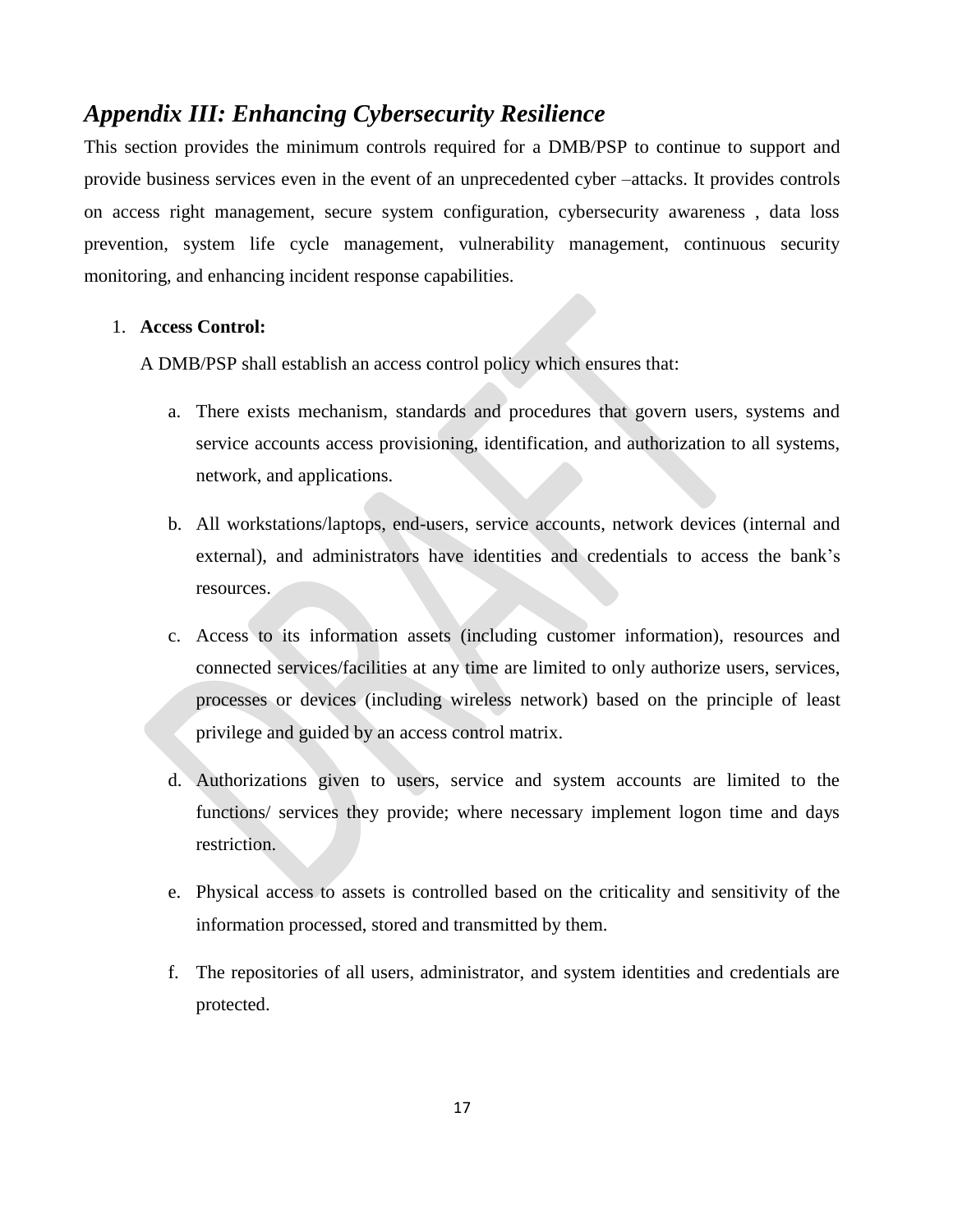## *Appendix III: Enhancing Cybersecurity Resilience*

This section provides the minimum controls required for a DMB/PSP to continue to support and provide business services even in the event of an unprecedented cyber –attacks. It provides controls on access right management, secure system configuration, cybersecurity awareness , data loss prevention, system life cycle management, vulnerability management, continuous security monitoring, and enhancing incident response capabilities.

1. **Access Control:**

   A DMB/PSP shall establish an access control policy which ensures that:

   a. There exists mechanism, standards and procedures that govern users, systems and service accounts access provisioning, identification, and authorization to all systems, network, and applications.

   b. All workstations/laptops, end-users, service accounts, network devices (internal and external), and administrators have identities and credentials to access the bank's resources.

   c. Access to its information assets (including customer information), resources and connected services/facilities at any time are limited to only authorize users, services, processes or devices (including wireless network) based on the principle of least privilege and guided by an access control matrix.

   d. Authorizations given to users, service and system accounts are limited to the functions/ services they provide; where necessary implement logon time and days restriction.

   e. Physical access to assets is controlled based on the criticality and sensitivity of the information processed, stored and transmitted by them.

   f. The repositories of all users, administrator, and system identities and credentials are protected.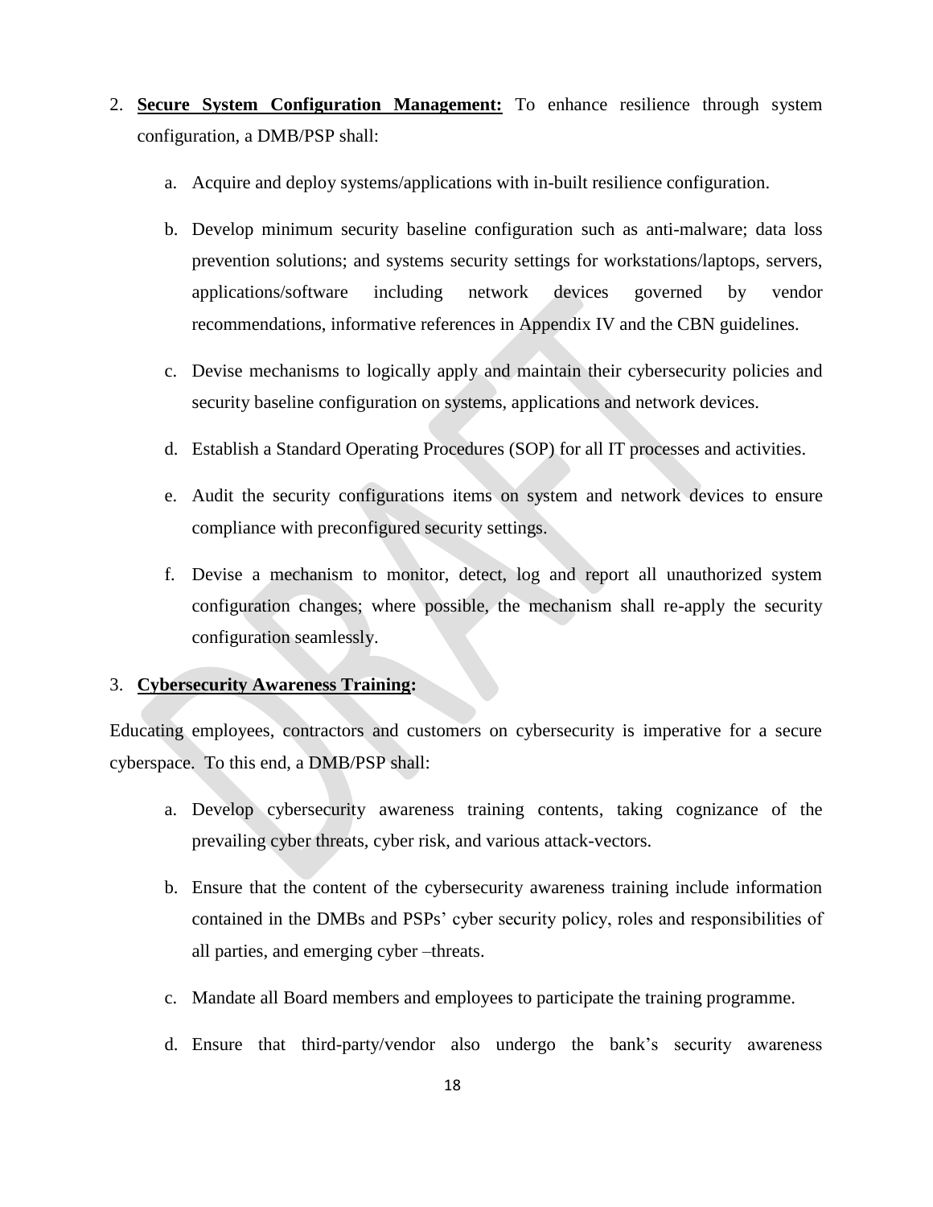2. **Secure System Configuration Management:** To enhance resilience through system configuration, a DMB/PSP shall:

    a. Acquire and deploy systems/applications with in-built resilience configuration.

    b. Develop minimum security baseline configuration such as anti-malware; data loss prevention solutions; and systems security settings for workstations/laptops, servers, applications/software including network devices governed by vendor recommendations, informative references in Appendix IV and the CBN guidelines.

    c. Devise mechanisms to logically apply and maintain their cybersecurity policies and security baseline configuration on systems, applications and network devices.

    d. Establish a Standard Operating Procedures (SOP) for all IT processes and activities.

    e. Audit the security configurations items on system and network devices to ensure compliance with preconfigured security settings.

    f. Devise a mechanism to monitor, detect, log and report all unauthorized system configuration changes; where possible, the mechanism shall re-apply the security configuration seamlessly.

3. **Cybersecurity Awareness Training:**

Educating employees, contractors and customers on cybersecurity is imperative for a secure cyberspace. To this end, a DMB/PSP shall:

a. Develop cybersecurity awareness training contents, taking cognizance of the prevailing cyber threats, cyber risk, and various attack-vectors.

b. Ensure that the content of the cybersecurity awareness training include information contained in the DMBs and PSPs' cyber security policy, roles and responsibilities of all parties, and emerging cyber –threats.

c. Mandate all Board members and employees to participate the training programme.

d. Ensure that third-party/vendor also undergo the bank's security awareness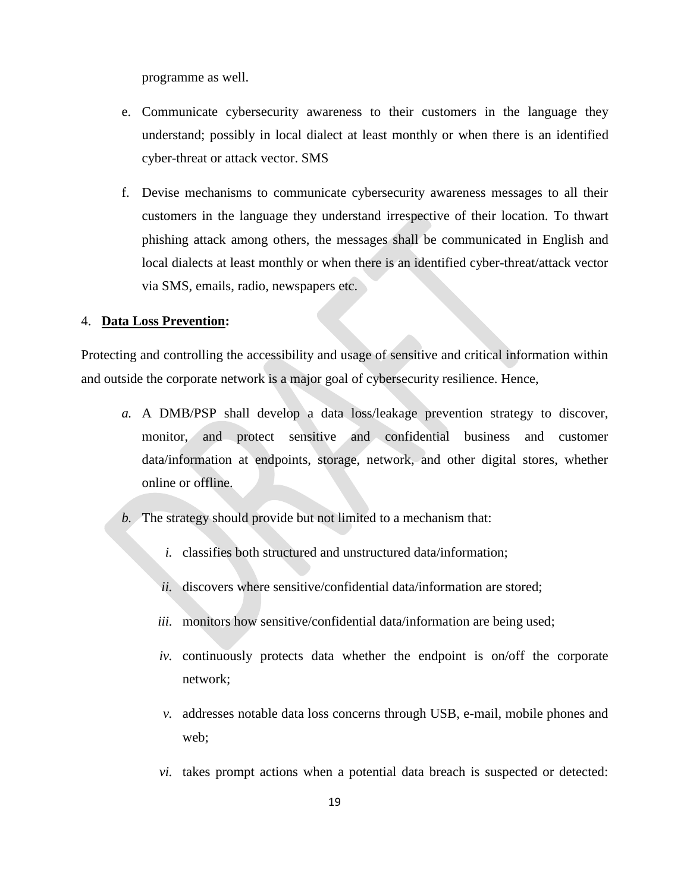programme as well.

e. Communicate cybersecurity awareness to their customers in the language they understand; possibly in local dialect at least monthly or when there is an identified cyber-threat or attack vector. SMS

f. Devise mechanisms to communicate cybersecurity awareness messages to all their customers in the language they understand irrespective of their location. To thwart phishing attack among others, the messages shall be communicated in English and local dialects at least monthly or when there is an identified cyber-threat/attack vector via SMS, emails, radio, newspapers etc.

4. **<u>Data Loss Prevention</u>:**

Protecting and controlling the accessibility and usage of sensitive and critical information within and outside the corporate network is a major goal of cybersecurity resilience. Hence,

*a.* A DMB/PSP shall develop a data loss/leakage prevention strategy to discover, monitor, and protect sensitive and confidential business and customer data/information at endpoints, storage, network, and other digital stores, whether online or offline.

*b.* The strategy should provide but not limited to a mechanism that:

*i.* classifies both structured and unstructured data/information;

*ii.* discovers where sensitive/confidential data/information are stored;

*iii.* monitors how sensitive/confidential data/information are being used;

*iv.* continuously protects data whether the endpoint is on/off the corporate network;

*v.* addresses notable data loss concerns through USB, e-mail, mobile phones and web;

*vi.* takes prompt actions when a potential data breach is suspected or detected: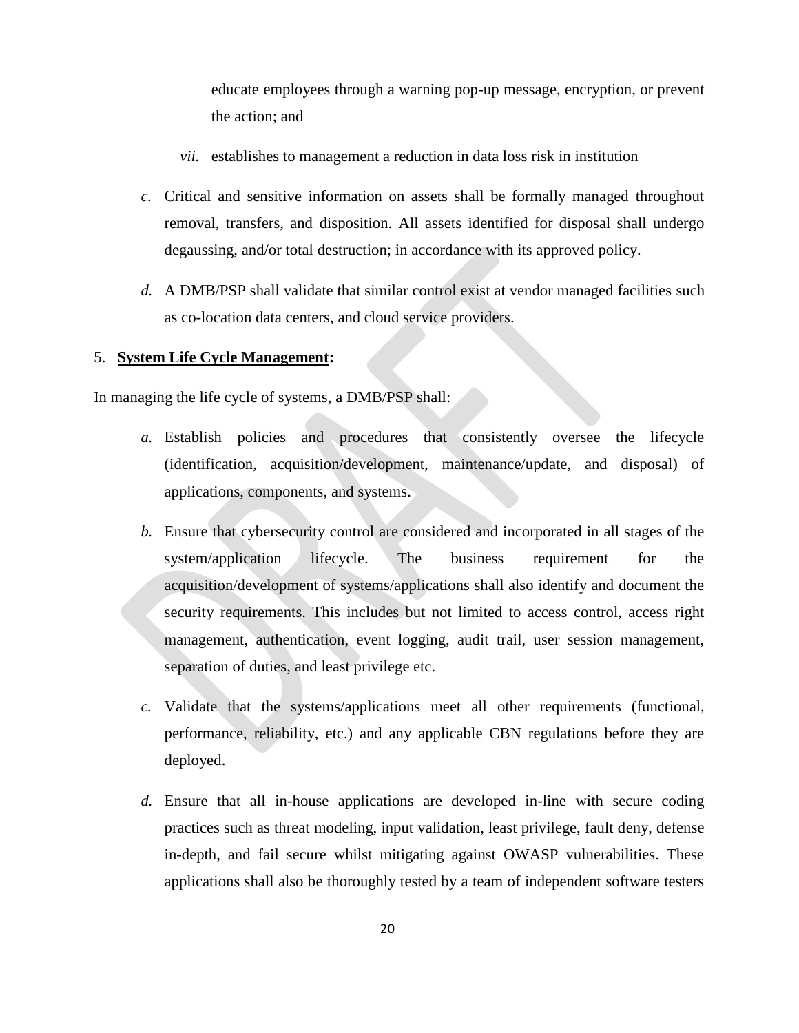educate employees through a warning pop-up message, encryption, or prevent the action; and

*vii.* establishes to management a reduction in data loss risk in institution

*c.* Critical and sensitive information on assets shall be formally managed throughout removal, transfers, and disposition. All assets identified for disposal shall undergo degaussing, and/or total destruction; in accordance with its approved policy.

*d.* A DMB/PSP shall validate that similar control exist at vendor managed facilities such as co-location data centers, and cloud service providers.

5. **System Life Cycle Management:**

In managing the life cycle of systems, a DMB/PSP shall:

*a.* Establish policies and procedures that consistently oversee the lifecycle (identification, acquisition/development, maintenance/update, and disposal) of applications, components, and systems.

*b.* Ensure that cybersecurity control are considered and incorporated in all stages of the system/application lifecycle. The business requirement for the acquisition/development of systems/applications shall also identify and document the security requirements. This includes but not limited to access control, access right management, authentication, event logging, audit trail, user session management, separation of duties, and least privilege etc.

*c.* Validate that the systems/applications meet all other requirements (functional, performance, reliability, etc.) and any applicable CBN regulations before they are deployed.

*d.* Ensure that all in-house applications are developed in-line with secure coding practices such as threat modeling, input validation, least privilege, fault deny, defense in-depth, and fail secure whilst mitigating against OWASP vulnerabilities. These applications shall also be thoroughly tested by a team of independent software testers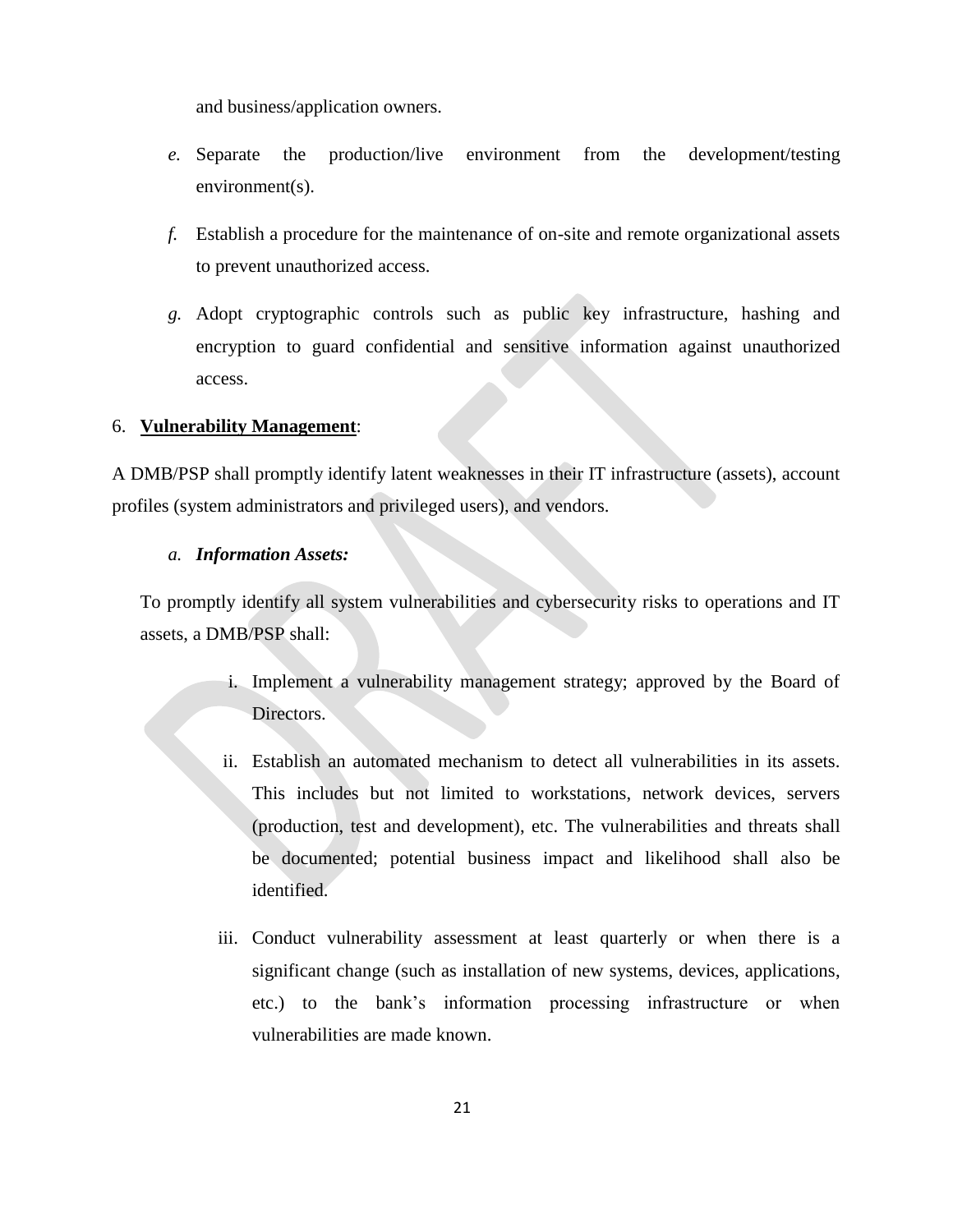and business/application owners.

*e.* Separate the production/live environment from the development/testing environment(s).

*f.* Establish a procedure for the maintenance of on-site and remote organizational assets to prevent unauthorized access.

*g.* Adopt cryptographic controls such as public key infrastructure, hashing and encryption to guard confidential and sensitive information against unauthorized access.

6. **<u>Vulnerability Management</u>**:

A DMB/PSP shall promptly identify latent weaknesses in their IT infrastructure (assets), account profiles (system administrators and privileged users), and vendors.

*a.* ***Information Assets:***

To promptly identify all system vulnerabilities and cybersecurity risks to operations and IT assets, a DMB/PSP shall:

i. Implement a vulnerability management strategy; approved by the Board of Directors.

ii. Establish an automated mechanism to detect all vulnerabilities in its assets. This includes but not limited to workstations, network devices, servers (production, test and development), etc. The vulnerabilities and threats shall be documented; potential business impact and likelihood shall also be identified.

iii. Conduct vulnerability assessment at least quarterly or when there is a significant change (such as installation of new systems, devices, applications, etc.) to the bank's information processing infrastructure or when vulnerabilities are made known.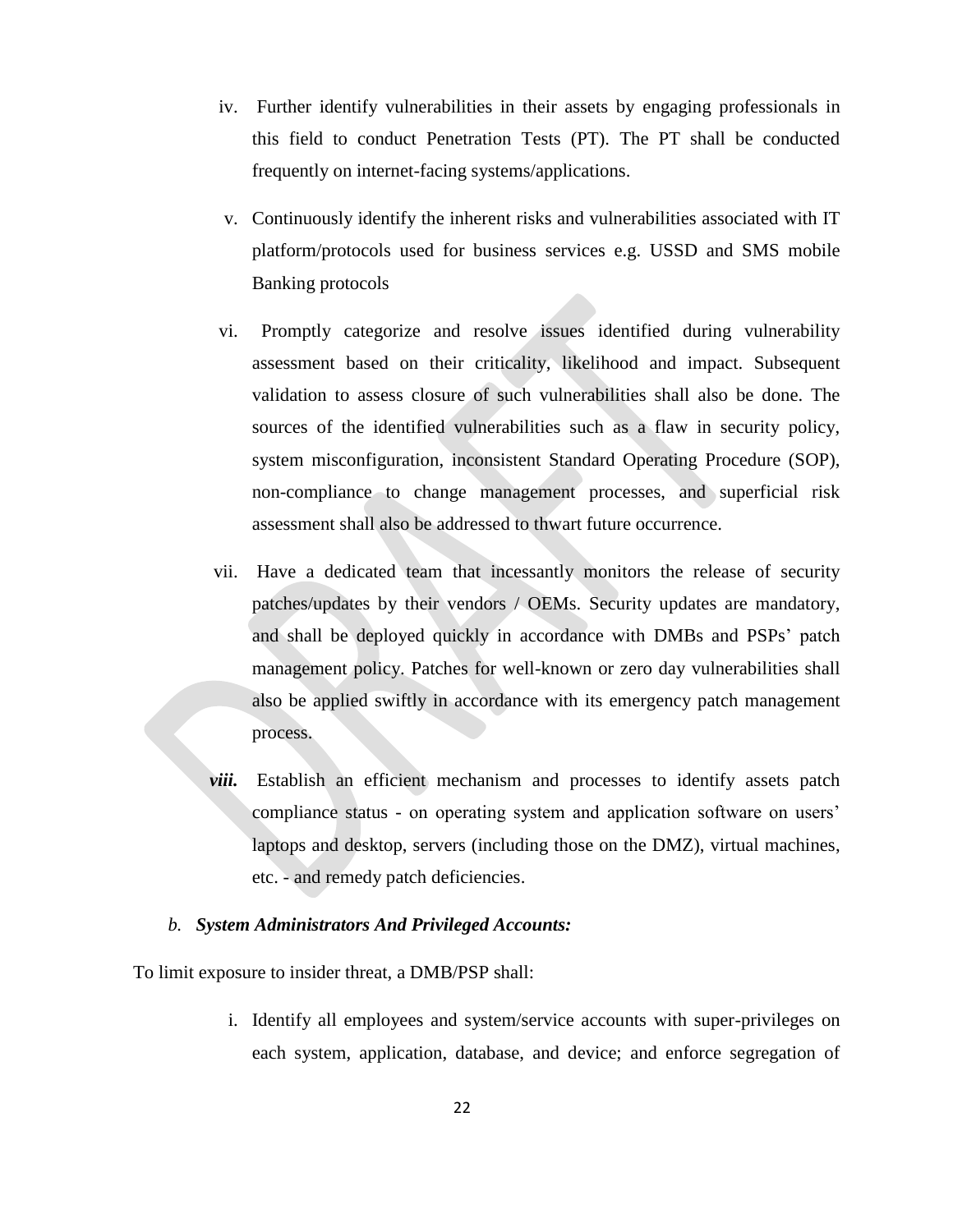iv. Further identify vulnerabilities in their assets by engaging professionals in this field to conduct Penetration Tests (PT). The PT shall be conducted frequently on internet-facing systems/applications.

v. Continuously identify the inherent risks and vulnerabilities associated with IT platform/protocols used for business services e.g. USSD and SMS mobile Banking protocols

vi. Promptly categorize and resolve issues identified during vulnerability assessment based on their criticality, likelihood and impact. Subsequent validation to assess closure of such vulnerabilities shall also be done. The sources of the identified vulnerabilities such as a flaw in security policy, system misconfiguration, inconsistent Standard Operating Procedure (SOP), non-compliance to change management processes, and superficial risk assessment shall also be addressed to thwart future occurrence.

vii. Have a dedicated team that incessantly monitors the release of security patches/updates by their vendors / OEMs. Security updates are mandatory, and shall be deployed quickly in accordance with DMBs and PSPs' patch management policy. Patches for well-known or zero day vulnerabilities shall also be applied swiftly in accordance with its emergency patch management process.

***viii.*** Establish an efficient mechanism and processes to identify assets patch compliance status - on operating system and application software on users' laptops and desktop, servers (including those on the DMZ), virtual machines, etc. - and remedy patch deficiencies.

*b.* ***System Administrators And Privileged Accounts:***

To limit exposure to insider threat, a DMB/PSP shall:

i. Identify all employees and system/service accounts with super-privileges on each system, application, database, and device; and enforce segregation of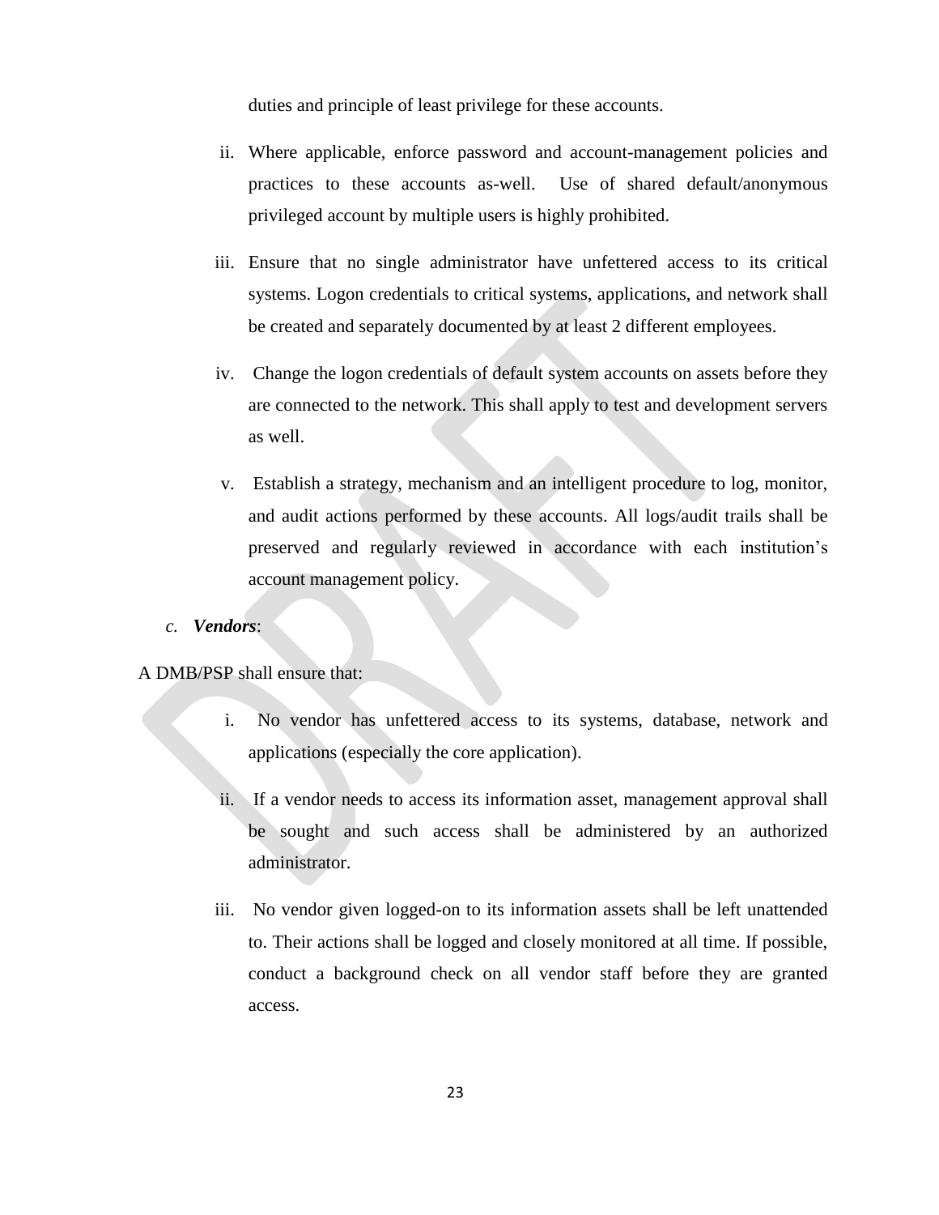duties and principle of least privilege for these accounts.

ii. Where applicable, enforce password and account-management policies and practices to these accounts as-well. Use of shared default/anonymous privileged account by multiple users is highly prohibited.

iii. Ensure that no single administrator have unfettered access to its critical systems. Logon credentials to critical systems, applications, and network shall be created and separately documented by at least 2 different employees.

iv. Change the logon credentials of default system accounts on assets before they are connected to the network. This shall apply to test and development servers as well.

v. Establish a strategy, mechanism and an intelligent procedure to log, monitor, and audit actions performed by these accounts. All logs/audit trails shall be preserved and regularly reviewed in accordance with each institution's account management policy.

*c. **Vendors***:

A DMB/PSP shall ensure that:

i. No vendor has unfettered access to its systems, database, network and applications (especially the core application).

ii. If a vendor needs to access its information asset, management approval shall be sought and such access shall be administered by an authorized administrator.

iii. No vendor given logged-on to its information assets shall be left unattended to. Their actions shall be logged and closely monitored at all time. If possible, conduct a background check on all vendor staff before they are granted access.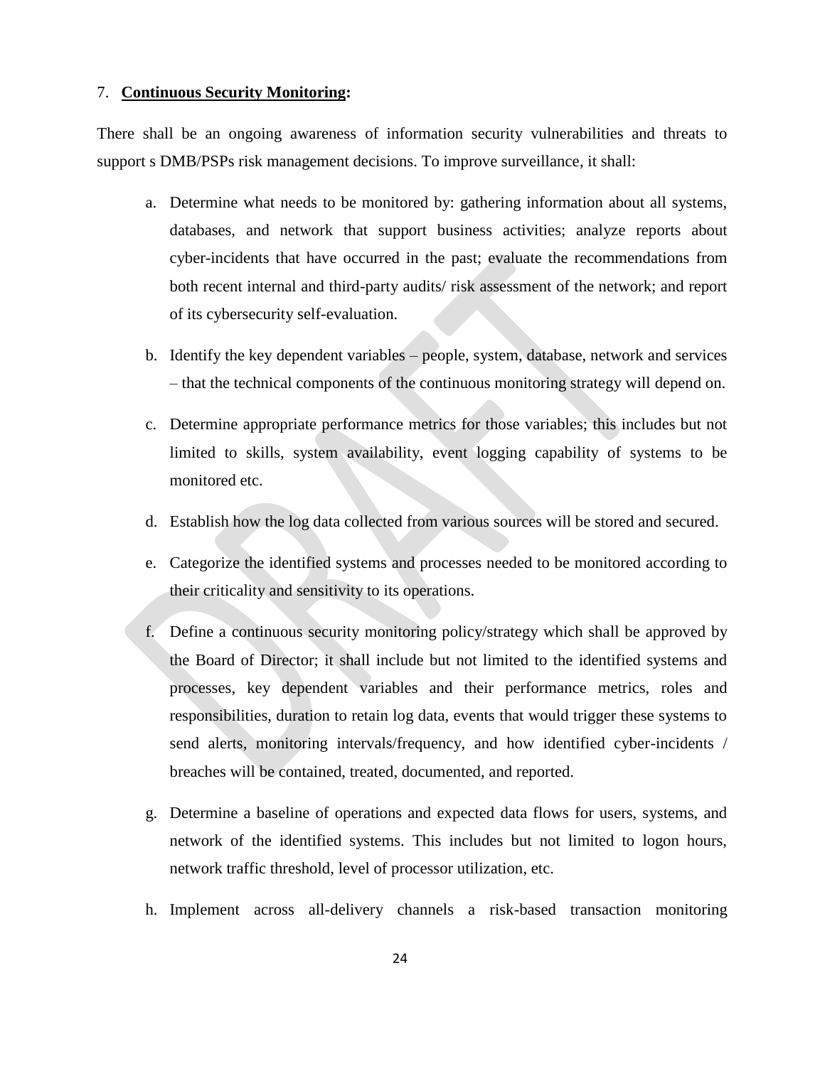7. **Continuous Security Monitoring:**

There shall be an ongoing awareness of information security vulnerabilities and threats to support s DMB/PSPs risk management decisions. To improve surveillance, it shall:

a. Determine what needs to be monitored by: gathering information about all systems, databases, and network that support business activities; analyze reports about cyber-incidents that have occurred in the past; evaluate the recommendations from both recent internal and third-party audits/ risk assessment of the network; and report of its cybersecurity self-evaluation.

b. Identify the key dependent variables – people, system, database, network and services – that the technical components of the continuous monitoring strategy will depend on.

c. Determine appropriate performance metrics for those variables; this includes but not limited to skills, system availability, event logging capability of systems to be monitored etc.

d. Establish how the log data collected from various sources will be stored and secured.

e. Categorize the identified systems and processes needed to be monitored according to their criticality and sensitivity to its operations.

f. Define a continuous security monitoring policy/strategy which shall be approved by the Board of Director; it shall include but not limited to the identified systems and processes, key dependent variables and their performance metrics, roles and responsibilities, duration to retain log data, events that would trigger these systems to send alerts, monitoring intervals/frequency, and how identified cyber-incidents / breaches will be contained, treated, documented, and reported.

g. Determine a baseline of operations and expected data flows for users, systems, and network of the identified systems. This includes but not limited to logon hours, network traffic threshold, level of processor utilization, etc.

h. Implement across all-delivery channels a risk-based transaction monitoring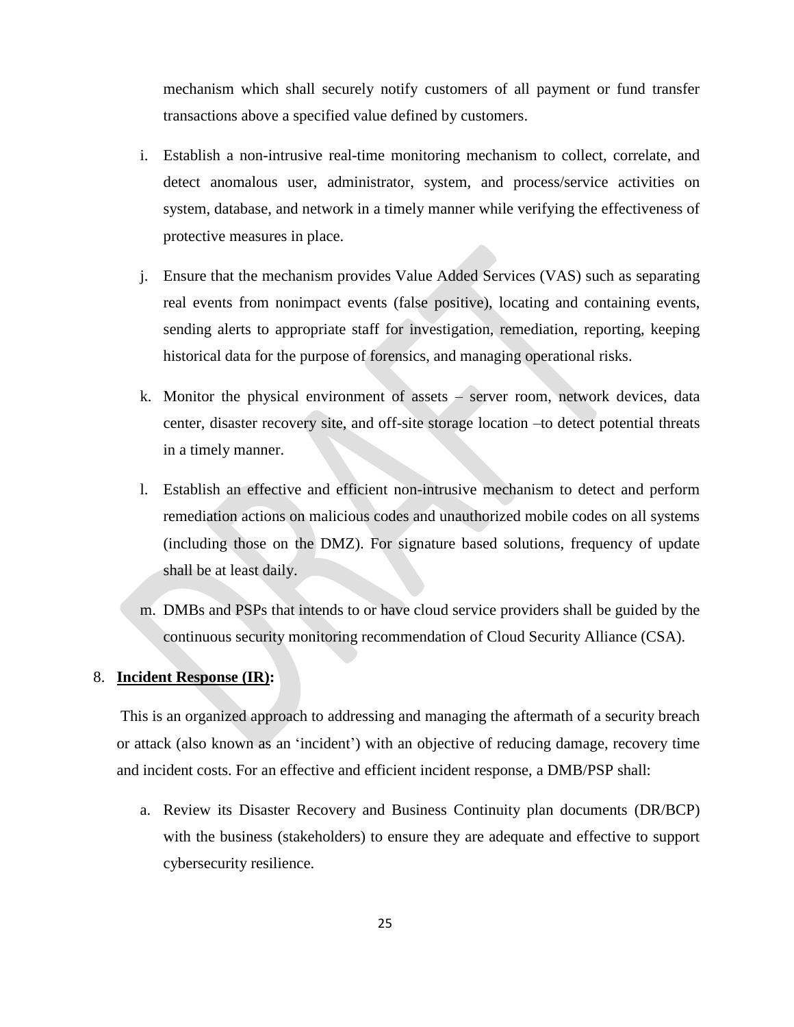mechanism which shall securely notify customers of all payment or fund transfer transactions above a specified value defined by customers.

i. Establish a non-intrusive real-time monitoring mechanism to collect, correlate, and detect anomalous user, administrator, system, and process/service activities on system, database, and network in a timely manner while verifying the effectiveness of protective measures in place.

j. Ensure that the mechanism provides Value Added Services (VAS) such as separating real events from nonimpact events (false positive), locating and containing events, sending alerts to appropriate staff for investigation, remediation, reporting, keeping historical data for the purpose of forensics, and managing operational risks.

k. Monitor the physical environment of assets – server room, network devices, data center, disaster recovery site, and off-site storage location –to detect potential threats in a timely manner.

l. Establish an effective and efficient non-intrusive mechanism to detect and perform remediation actions on malicious codes and unauthorized mobile codes on all systems (including those on the DMZ). For signature based solutions, frequency of update shall be at least daily.

m. DMBs and PSPs that intends to or have cloud service providers shall be guided by the continuous security monitoring recommendation of Cloud Security Alliance (CSA).

8. **Incident Response (IR):**

This is an organized approach to addressing and managing the aftermath of a security breach or attack (also known as an 'incident') with an objective of reducing damage, recovery time and incident costs. For an effective and efficient incident response, a DMB/PSP shall:

a. Review its Disaster Recovery and Business Continuity plan documents (DR/BCP) with the business (stakeholders) to ensure they are adequate and effective to support cybersecurity resilience.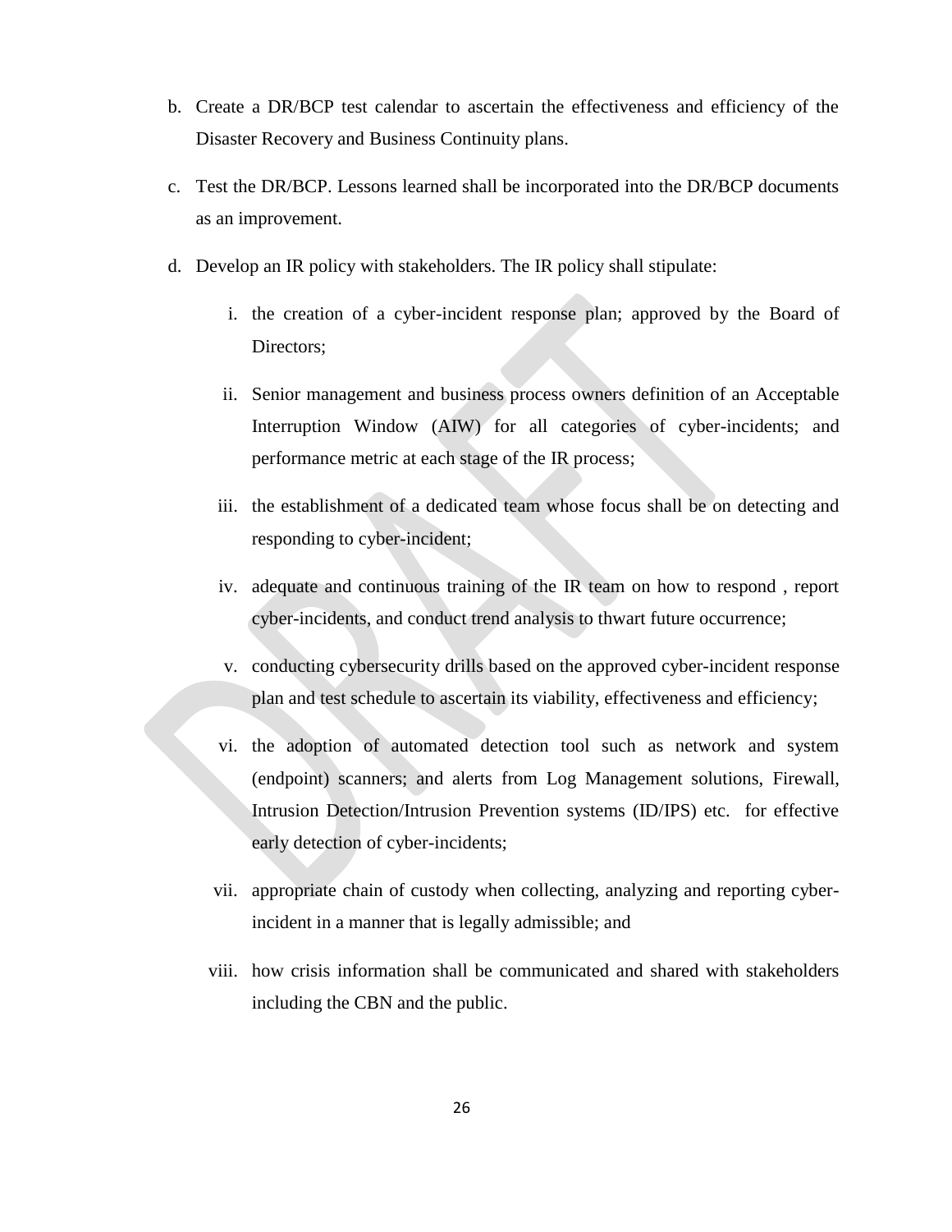b. Create a DR/BCP test calendar to ascertain the effectiveness and efficiency of the Disaster Recovery and Business Continuity plans.

c. Test the DR/BCP. Lessons learned shall be incorporated into the DR/BCP documents as an improvement.

d. Develop an IR policy with stakeholders. The IR policy shall stipulate:

   i. the creation of a cyber-incident response plan; approved by the Board of Directors;

   ii. Senior management and business process owners definition of an Acceptable Interruption Window (AIW) for all categories of cyber-incidents; and performance metric at each stage of the IR process;

   iii. the establishment of a dedicated team whose focus shall be on detecting and responding to cyber-incident;

   iv. adequate and continuous training of the IR team on how to respond , report cyber-incidents, and conduct trend analysis to thwart future occurrence;

   v. conducting cybersecurity drills based on the approved cyber-incident response plan and test schedule to ascertain its viability, effectiveness and efficiency;

   vi. the adoption of automated detection tool such as network and system (endpoint) scanners; and alerts from Log Management solutions, Firewall, Intrusion Detection/Intrusion Prevention systems (ID/IPS) etc. for effective early detection of cyber-incidents;

   vii. appropriate chain of custody when collecting, analyzing and reporting cyber-incident in a manner that is legally admissible; and

   viii. how crisis information shall be communicated and shared with stakeholders including the CBN and the public.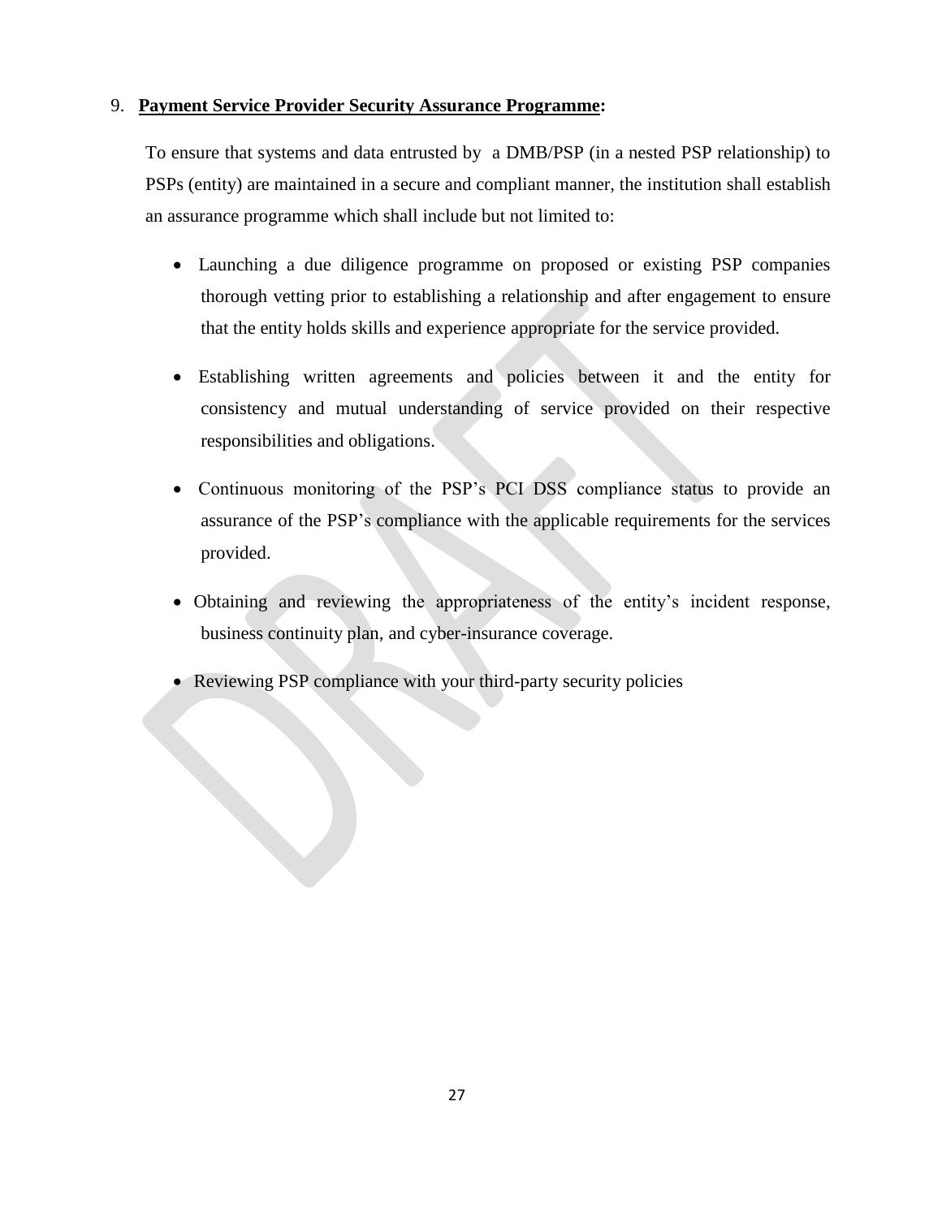9. **Payment Service Provider Security Assurance Programme:**

To ensure that systems and data entrusted by a DMB/PSP (in a nested PSP relationship) to PSPs (entity) are maintained in a secure and compliant manner, the institution shall establish an assurance programme which shall include but not limited to:

- Launching a due diligence programme on proposed or existing PSP companies thorough vetting prior to establishing a relationship and after engagement to ensure that the entity holds skills and experience appropriate for the service provided.

- Establishing written agreements and policies between it and the entity for consistency and mutual understanding of service provided on their respective responsibilities and obligations.

- Continuous monitoring of the PSP's PCI DSS compliance status to provide an assurance of the PSP's compliance with the applicable requirements for the services provided.

- Obtaining and reviewing the appropriateness of the entity's incident response, business continuity plan, and cyber-insurance coverage.

- Reviewing PSP compliance with your third-party security policies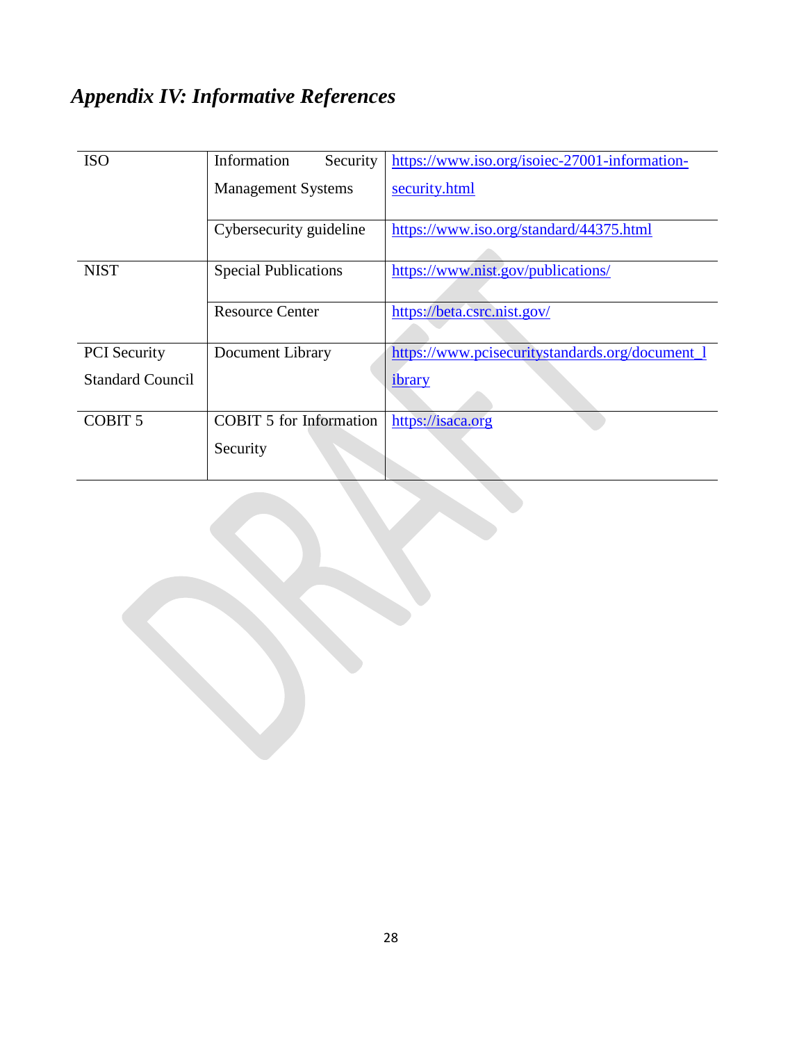## *Appendix IV: Informative References*

| | | |
|---|---|---|
| ISO | Information Security Management Systems | https://www.iso.org/isoiec-27001-information-security.html |
| | Cybersecurity guideline | https://www.iso.org/standard/44375.html |
| NIST | Special Publications | https://www.nist.gov/publications/ |
| | Resource Center | https://beta.csrc.nist.gov/ |
| PCI Security Standard Council | Document Library | https://www.pcisecuritystandards.org/document_library |
| COBIT 5 | COBIT 5 for Information Security | https://isaca.org |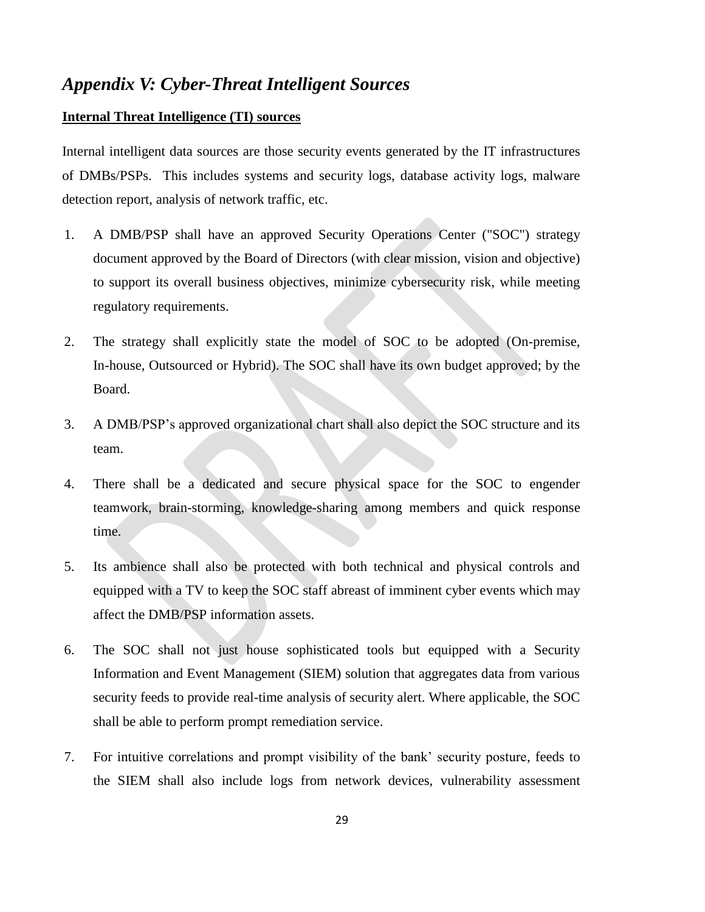## *Appendix V: Cyber-Threat Intelligent Sources*

**Internal Threat Intelligence (TI) sources**

Internal intelligent data sources are those security events generated by the IT infrastructures of DMBs/PSPs. This includes systems and security logs, database activity logs, malware detection report, analysis of network traffic, etc.

1. A DMB/PSP shall have an approved Security Operations Center ("SOC") strategy document approved by the Board of Directors (with clear mission, vision and objective) to support its overall business objectives, minimize cybersecurity risk, while meeting regulatory requirements.

2. The strategy shall explicitly state the model of SOC to be adopted (On-premise, In-house, Outsourced or Hybrid). The SOC shall have its own budget approved; by the Board.

3. A DMB/PSP's approved organizational chart shall also depict the SOC structure and its team.

4. There shall be a dedicated and secure physical space for the SOC to engender teamwork, brain-storming, knowledge-sharing among members and quick response time.

5. Its ambience shall also be protected with both technical and physical controls and equipped with a TV to keep the SOC staff abreast of imminent cyber events which may affect the DMB/PSP information assets.

6. The SOC shall not just house sophisticated tools but equipped with a Security Information and Event Management (SIEM) solution that aggregates data from various security feeds to provide real-time analysis of security alert. Where applicable, the SOC shall be able to perform prompt remediation service.

7. For intuitive correlations and prompt visibility of the bank' security posture, feeds to the SIEM shall also include logs from network devices, vulnerability assessment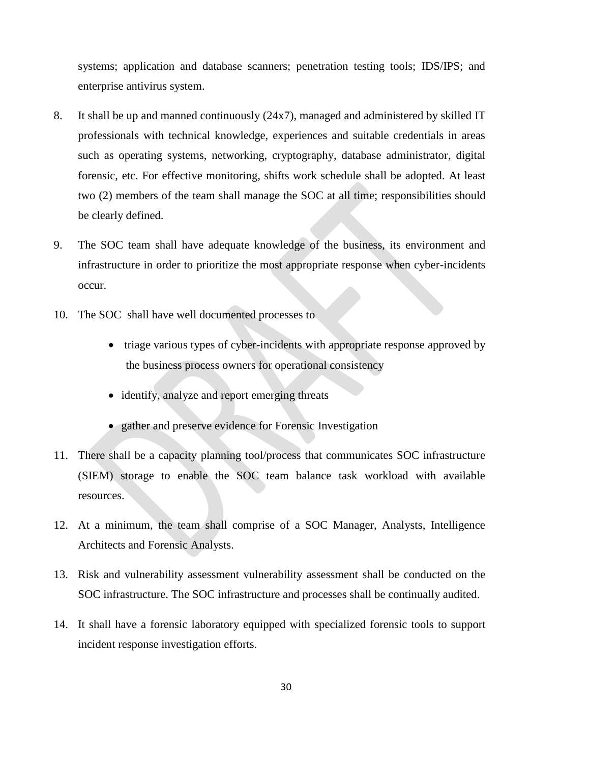systems; application and database scanners; penetration testing tools; IDS/IPS; and enterprise antivirus system.

8. It shall be up and manned continuously (24x7), managed and administered by skilled IT professionals with technical knowledge, experiences and suitable credentials in areas such as operating systems, networking, cryptography, database administrator, digital forensic, etc. For effective monitoring, shifts work schedule shall be adopted. At least two (2) members of the team shall manage the SOC at all time; responsibilities should be clearly defined.

9. The SOC team shall have adequate knowledge of the business, its environment and infrastructure in order to prioritize the most appropriate response when cyber-incidents occur.

10. The SOC shall have well documented processes to

    - triage various types of cyber-incidents with appropriate response approved by the business process owners for operational consistency
    - identify, analyze and report emerging threats
    - gather and preserve evidence for Forensic Investigation

11. There shall be a capacity planning tool/process that communicates SOC infrastructure (SIEM) storage to enable the SOC team balance task workload with available resources.

12. At a minimum, the team shall comprise of a SOC Manager, Analysts, Intelligence Architects and Forensic Analysts.

13. Risk and vulnerability assessment vulnerability assessment shall be conducted on the SOC infrastructure. The SOC infrastructure and processes shall be continually audited.

14. It shall have a forensic laboratory equipped with specialized forensic tools to support incident response investigation efforts.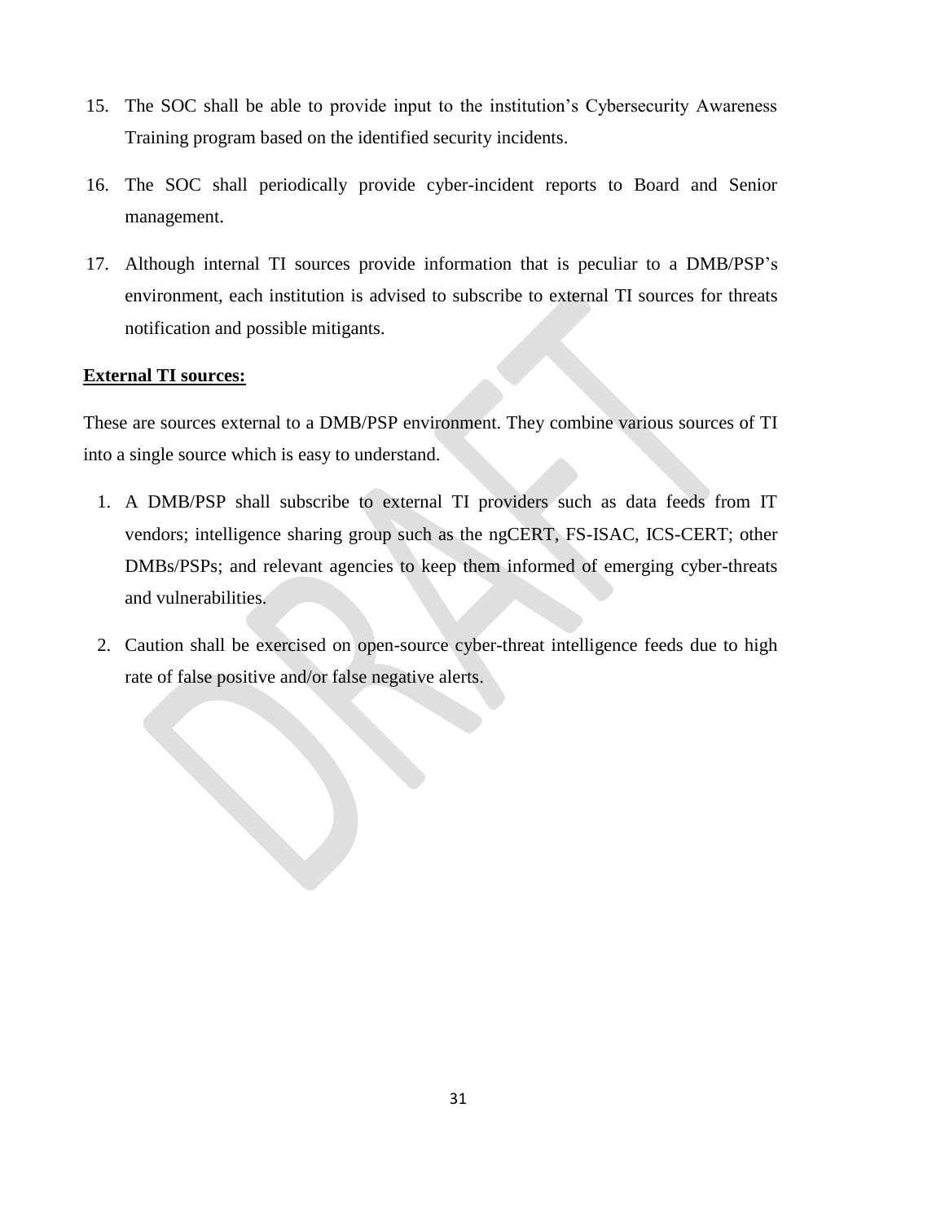15. The SOC shall be able to provide input to the institution's Cybersecurity Awareness Training program based on the identified security incidents.

16. The SOC shall periodically provide cyber-incident reports to Board and Senior management.

17. Although internal TI sources provide information that is peculiar to a DMB/PSP's environment, each institution is advised to subscribe to external TI sources for threats notification and possible mitigants.

**External TI sources:**

These are sources external to a DMB/PSP environment. They combine various sources of TI into a single source which is easy to understand.

1. A DMB/PSP shall subscribe to external TI providers such as data feeds from IT vendors; intelligence sharing group such as the ngCERT, FS-ISAC, ICS-CERT; other DMBs/PSPs; and relevant agencies to keep them informed of emerging cyber-threats and vulnerabilities.

2. Caution shall be exercised on open-source cyber-threat intelligence feeds due to high rate of false positive and/or false negative alerts.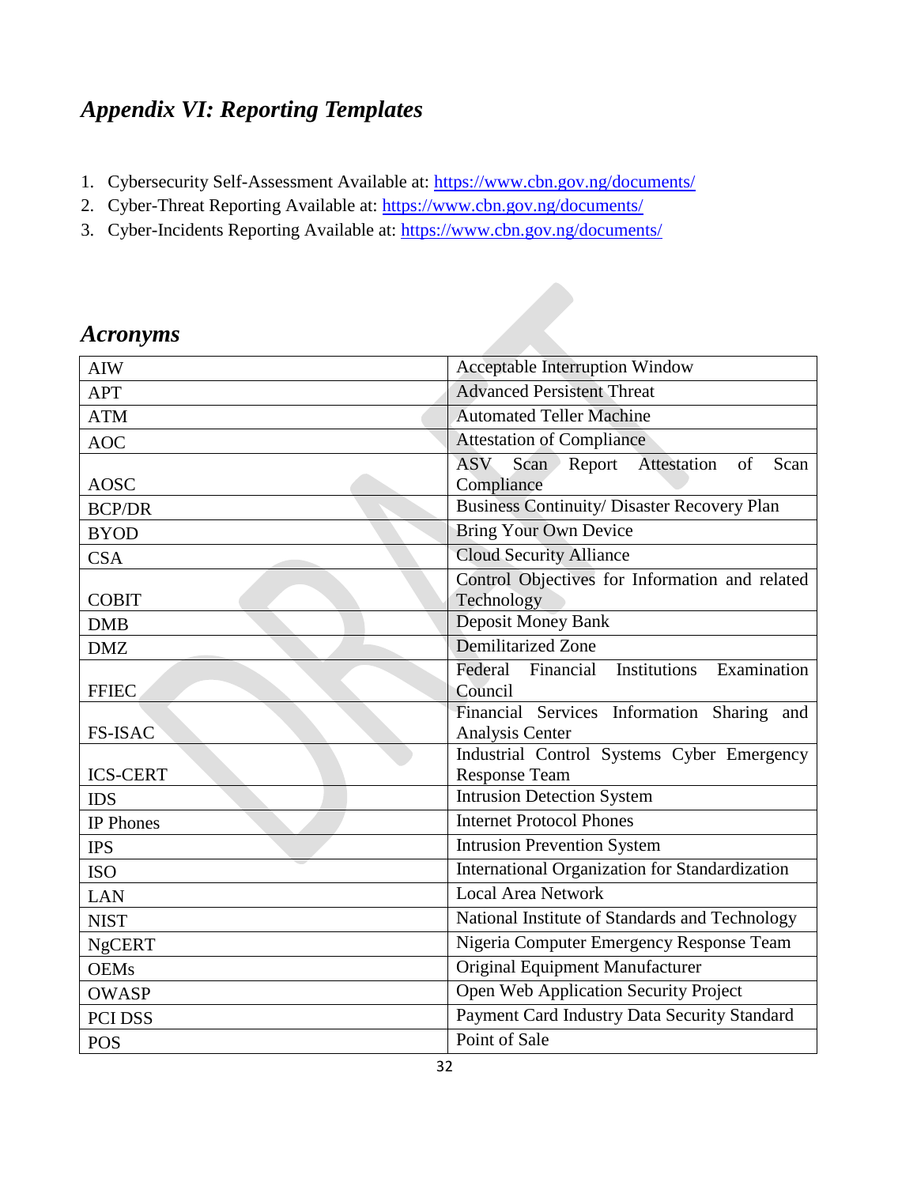## *Appendix VI: Reporting Templates*

1. Cybersecurity Self-Assessment Available at: https://www.cbn.gov.ng/documents/
2. Cyber-Threat Reporting Available at: https://www.cbn.gov.ng/documents/
3. Cyber-Incidents Reporting Available at: https://www.cbn.gov.ng/documents/

## *Acronyms*

| | |
|---|---|
| AIW | Acceptable Interruption Window |
| APT | Advanced Persistent Threat |
| ATM | Automated Teller Machine |
| AOC | Attestation of Compliance |
| AOSC | ASV Scan Report Attestation of Scan Compliance |
| BCP/DR | Business Continuity/ Disaster Recovery Plan |
| BYOD | Bring Your Own Device |
| CSA | Cloud Security Alliance |
| COBIT | Control Objectives for Information and related Technology |
| DMB | Deposit Money Bank |
| DMZ | Demilitarized Zone |
| FFIEC | Federal Financial Institutions Examination Council |
| FS-ISAC | Financial Services Information Sharing and Analysis Center |
| ICS-CERT | Industrial Control Systems Cyber Emergency Response Team |
| IDS | Intrusion Detection System |
| IP Phones | Internet Protocol Phones |
| IPS | Intrusion Prevention System |
| ISO | International Organization for Standardization |
| LAN | Local Area Network |
| NIST | National Institute of Standards and Technology |
| NgCERT | Nigeria Computer Emergency Response Team |
| OEMs | Original Equipment Manufacturer |
| OWASP | Open Web Application Security Project |
| PCI DSS | Payment Card Industry Data Security Standard |
| POS | Point of Sale |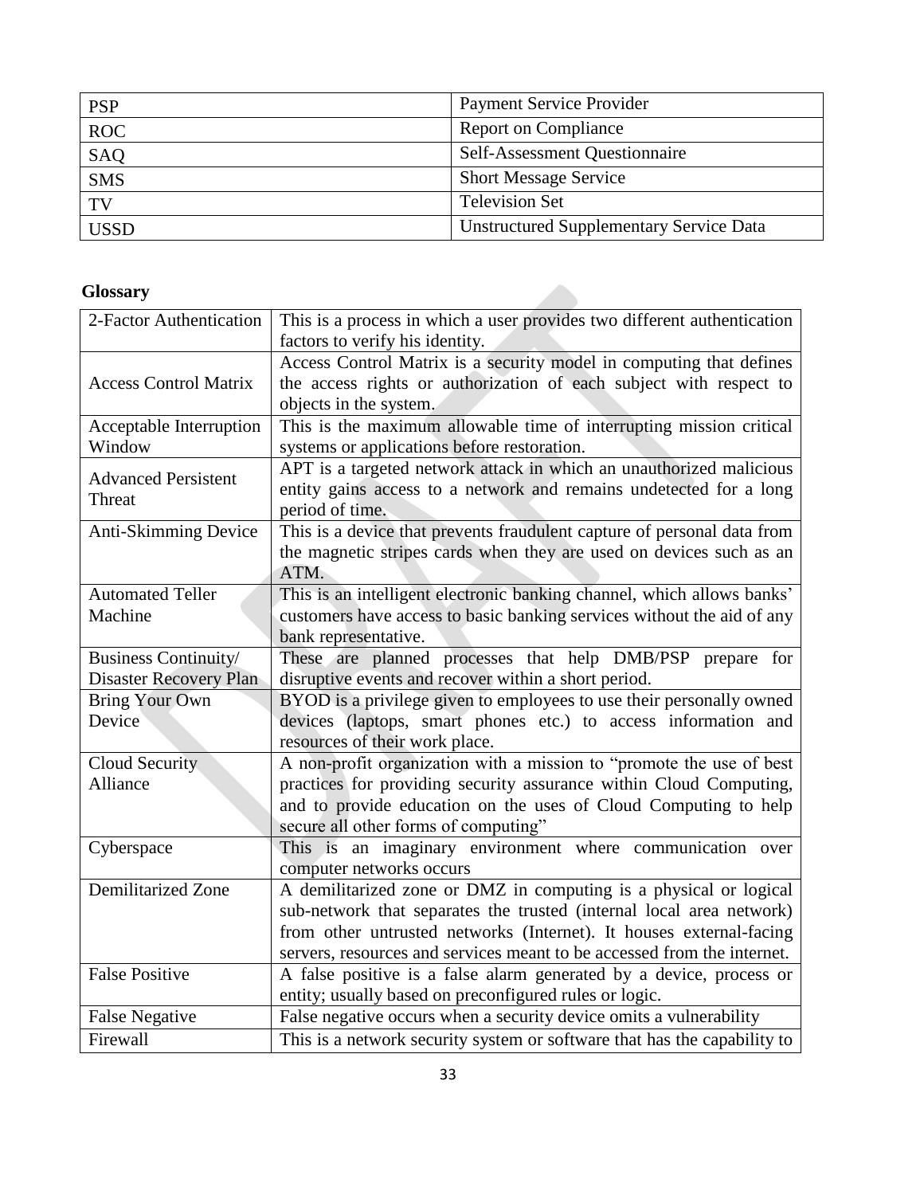| PSP | Payment Service Provider |
|---|---|
| ROC | Report on Compliance |
| SAQ | Self-Assessment Questionnaire |
| SMS | Short Message Service |
| TV | Television Set |
| USSD | Unstructured Supplementary Service Data |

**Glossary**

| 2-Factor Authentication | This is a process in which a user provides two different authentication factors to verify his identity. |
|---|---|
| Access Control Matrix | Access Control Matrix is a security model in computing that defines the access rights or authorization of each subject with respect to objects in the system. |
| Acceptable Interruption Window | This is the maximum allowable time of interrupting mission critical systems or applications before restoration. |
| Advanced Persistent Threat | APT is a targeted network attack in which an unauthorized malicious entity gains access to a network and remains undetected for a long period of time. |
| Anti-Skimming Device | This is a device that prevents fraudulent capture of personal data from the magnetic stripes cards when they are used on devices such as an ATM. |
| Automated Teller Machine | This is an intelligent electronic banking channel, which allows banks' customers have access to basic banking services without the aid of any bank representative. |
| Business Continuity/ Disaster Recovery Plan | These are planned processes that help DMB/PSP prepare for disruptive events and recover within a short period. |
| Bring Your Own Device | BYOD is a privilege given to employees to use their personally owned devices (laptops, smart phones etc.) to access information and resources of their work place. |
| Cloud Security Alliance | A non-profit organization with a mission to "promote the use of best practices for providing security assurance within Cloud Computing, and to provide education on the uses of Cloud Computing to help secure all other forms of computing" |
| Cyberspace | This is an imaginary environment where communication over computer networks occurs |
| Demilitarized Zone | A demilitarized zone or DMZ in computing is a physical or logical sub-network that separates the trusted (internal local area network) from other untrusted networks (Internet). It houses external-facing servers, resources and services meant to be accessed from the internet. |
| False Positive | A false positive is a false alarm generated by a device, process or entity; usually based on preconfigured rules or logic. |
| False Negative | False negative occurs when a security device omits a vulnerability |
| Firewall | This is a network security system or software that has the capability to |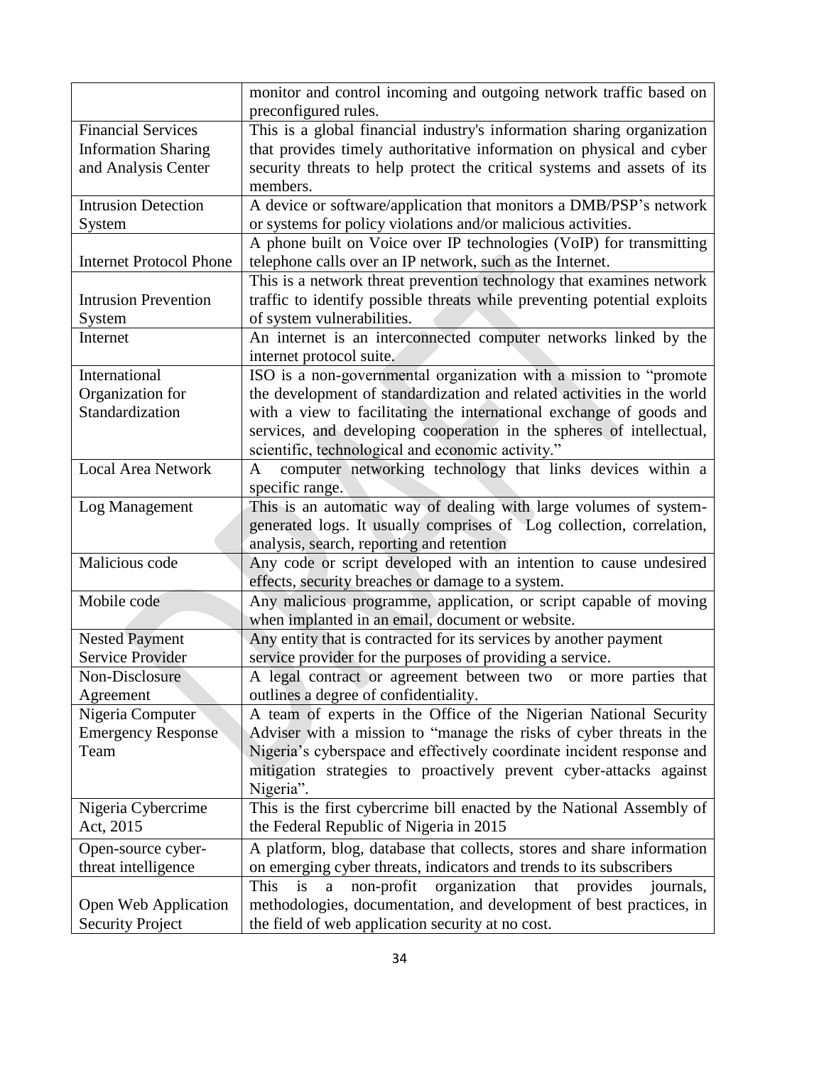| | |
|---|---|
| | monitor and control incoming and outgoing network traffic based on preconfigured rules. |
| Financial Services Information Sharing and Analysis Center | This is a global financial industry's information sharing organization that provides timely authoritative information on physical and cyber security threats to help protect the critical systems and assets of its members. |
| Intrusion Detection System | A device or software/application that monitors a DMB/PSP's network or systems for policy violations and/or malicious activities. |
| Internet Protocol Phone | A phone built on Voice over IP technologies (VoIP) for transmitting telephone calls over an IP network, such as the Internet. |
| Intrusion Prevention System | This is a network threat prevention technology that examines network traffic to identify possible threats while preventing potential exploits of system vulnerabilities. |
| Internet | An internet is an interconnected computer networks linked by the internet protocol suite. |
| International Organization for Standardization | ISO is a non-governmental organization with a mission to "promote the development of standardization and related activities in the world with a view to facilitating the international exchange of goods and services, and developing cooperation in the spheres of intellectual, scientific, technological and economic activity." |
| Local Area Network | A computer networking technology that links devices within a specific range. |
| Log Management | This is an automatic way of dealing with large volumes of system-generated logs. It usually comprises of Log collection, correlation, analysis, search, reporting and retention |
| Malicious code | Any code or script developed with an intention to cause undesired effects, security breaches or damage to a system. |
| Mobile code | Any malicious programme, application, or script capable of moving when implanted in an email, document or website. |
| Nested Payment Service Provider | Any entity that is contracted for its services by another payment service provider for the purposes of providing a service. |
| Non-Disclosure Agreement | A legal contract or agreement between two or more parties that outlines a degree of confidentiality. |
| Nigeria Computer Emergency Response Team | A team of experts in the Office of the Nigerian National Security Adviser with a mission to "manage the risks of cyber threats in the Nigeria's cyberspace and effectively coordinate incident response and mitigation strategies to proactively prevent cyber-attacks against Nigeria". |
| Nigeria Cybercrime Act, 2015 | This is the first cybercrime bill enacted by the National Assembly of the Federal Republic of Nigeria in 2015 |
| Open-source cyber-threat intelligence | A platform, blog, database that collects, stores and share information on emerging cyber threats, indicators and trends to its subscribers |
| Open Web Application Security Project | This is a non-profit organization that provides journals, methodologies, documentation, and development of best practices, in the field of web application security at no cost. |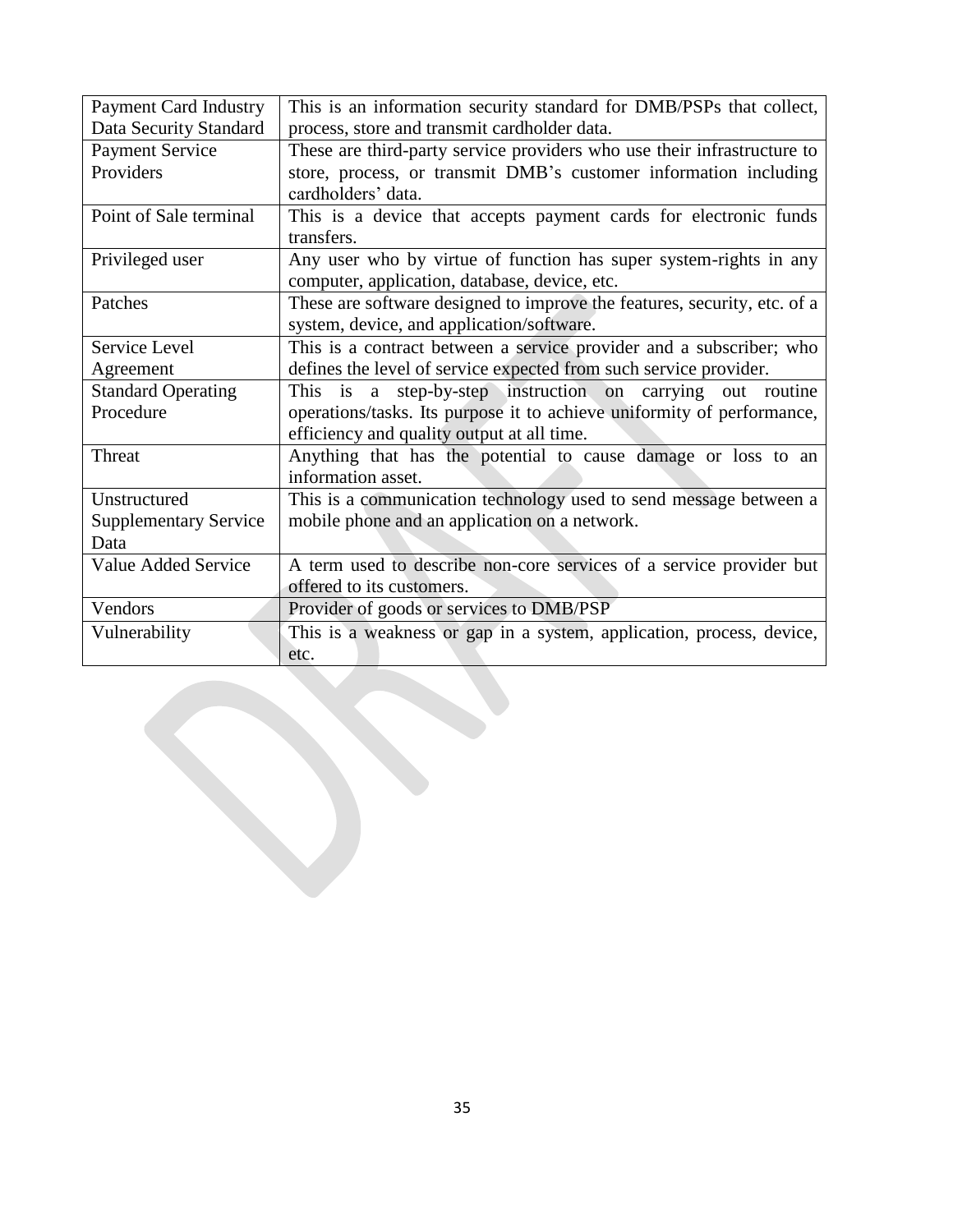| | |
|---|---|
| Payment Card Industry Data Security Standard | This is an information security standard for DMB/PSPs that collect, process, store and transmit cardholder data. |
| Payment Service Providers | These are third-party service providers who use their infrastructure to store, process, or transmit DMB's customer information including cardholders' data. |
| Point of Sale terminal | This is a device that accepts payment cards for electronic funds transfers. |
| Privileged user | Any user who by virtue of function has super system-rights in any computer, application, database, device, etc. |
| Patches | These are software designed to improve the features, security, etc. of a system, device, and application/software. |
| Service Level Agreement | This is a contract between a service provider and a subscriber; who defines the level of service expected from such service provider. |
| Standard Operating Procedure | This is a step-by-step instruction on carrying out routine operations/tasks. Its purpose it to achieve uniformity of performance, efficiency and quality output at all time. |
| Threat | Anything that has the potential to cause damage or loss to an information asset. |
| Unstructured Supplementary Service Data | This is a communication technology used to send message between a mobile phone and an application on a network. |
| Value Added Service | A term used to describe non-core services of a service provider but offered to its customers. |
| Vendors | Provider of goods or services to DMB/PSP |
| Vulnerability | This is a weakness or gap in a system, application, process, device, etc. |